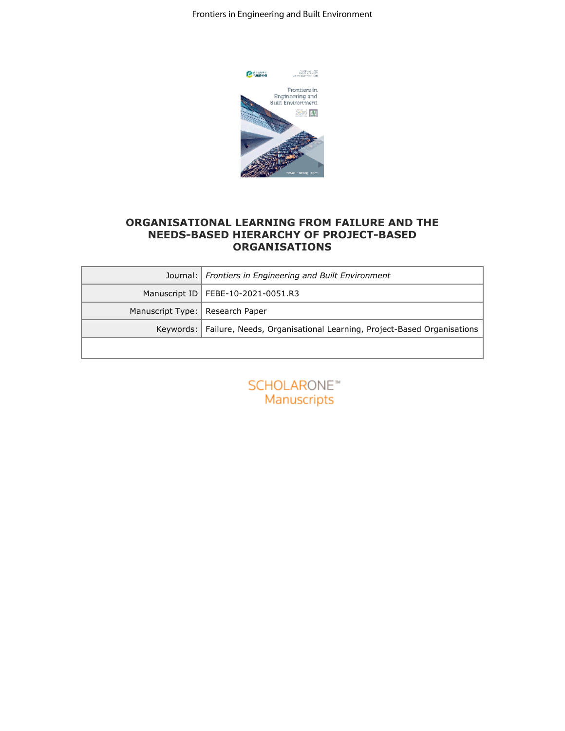# ORGANISATIONAL LEARNING FROM FAILURE AND THE NEEDS-BASED HIERARCHY OF PROJECT-BASED ORGANISATIONS

| | |
|---|---|
| Journal: | *Frontiers in Engineering and Built Environment* |
| Manuscript ID | FEBE-10-2021-0051.R3 |
| Manuscript Type: | Research Paper |
| Keywords: | Failure, Needs, Organisational Learning, Project-Based Organisations |
| | |

SCHOLARONE™
Manuscripts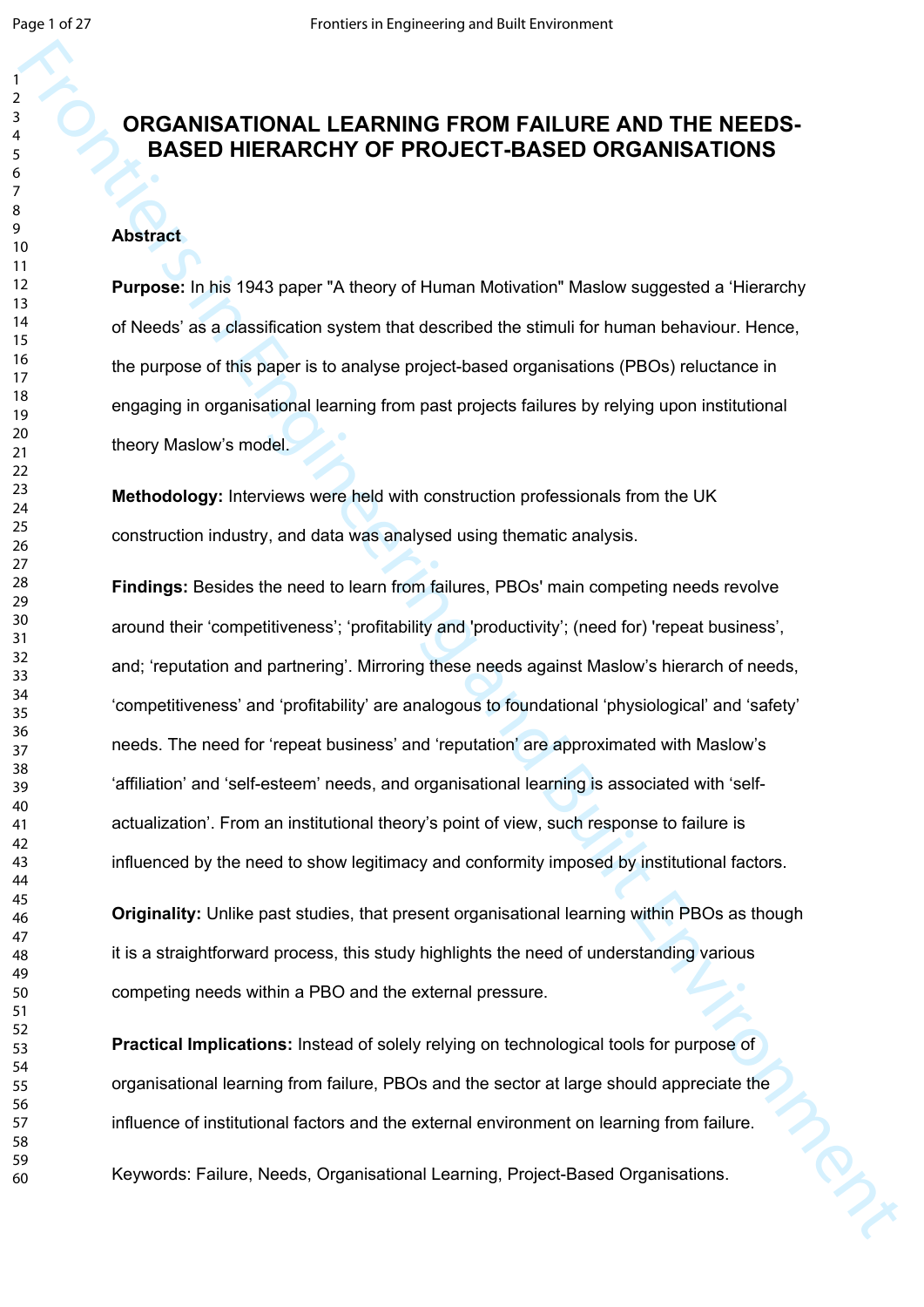# ORGANISATIONAL LEARNING FROM FAILURE AND THE NEEDS-BASED HIERARCHY OF PROJECT-BASED ORGANISATIONS

## Abstract

**Purpose:** In his 1943 paper "A theory of Human Motivation" Maslow suggested a 'Hierarchy of Needs' as a classification system that described the stimuli for human behaviour. Hence, the purpose of this paper is to analyse project-based organisations (PBOs) reluctance in engaging in organisational learning from past projects failures by relying upon institutional theory Maslow's model.

**Methodology:** Interviews were held with construction professionals from the UK construction industry, and data was analysed using thematic analysis.

**Findings:** Besides the need to learn from failures, PBOs' main competing needs revolve around their 'competitiveness'; 'profitability and 'productivity'; (need for) 'repeat business', and; 'reputation and partnering'. Mirroring these needs against Maslow's hierarch of needs, 'competitiveness' and 'profitability' are analogous to foundational 'physiological' and 'safety' needs. The need for 'repeat business' and 'reputation' are approximated with Maslow's 'affiliation' and 'self-esteem' needs, and organisational learning is associated with 'self-actualization'. From an institutional theory's point of view, such response to failure is influenced by the need to show legitimacy and conformity imposed by institutional factors.

**Originality:** Unlike past studies, that present organisational learning within PBOs as though it is a straightforward process, this study highlights the need of understanding various competing needs within a PBO and the external pressure.

**Practical Implications:** Instead of solely relying on technological tools for purpose of organisational learning from failure, PBOs and the sector at large should appreciate the influence of institutional factors and the external environment on learning from failure.

Keywords: Failure, Needs, Organisational Learning, Project-Based Organisations.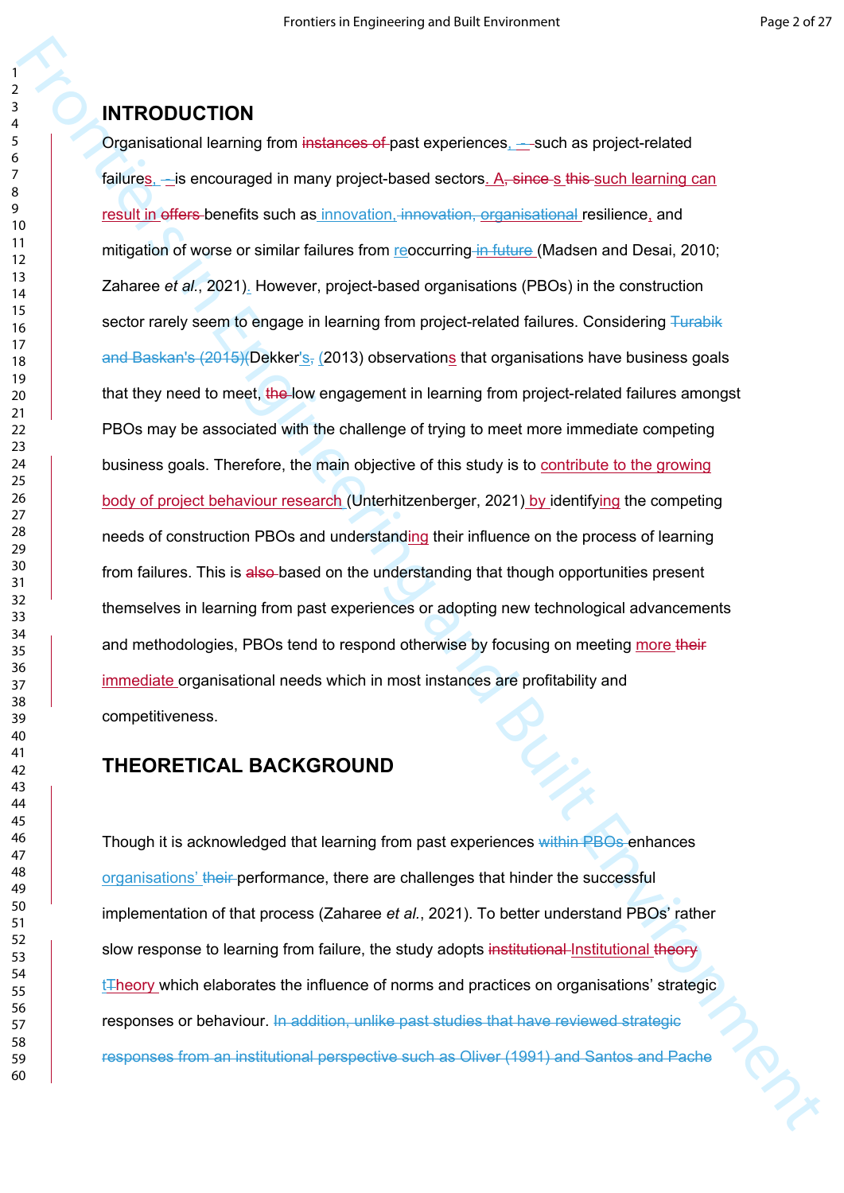## INTRODUCTION

Organisational learning from ~~instances of~~ past experiences, ~~-~~ such as project-related failures, ~~-~~ is encouraged in many project-based sectors. A~~, since~~ s ~~this~~ such learning can result in ~~offers~~ benefits such as innovation, ~~innovation,~~ ~~organisational~~ resilience, and mitigation of worse or similar failures from reoccurring ~~in future~~ (Madsen and Desai, 2010; Zaharee *et al*., 2021). However, project-based organisations (PBOs) in the construction sector rarely seem to engage in learning from project-related failures. Considering ~~Turabik and Baskan's (2015)(~~Dekker's~~,~~ (2013) observations that organisations have business goals that they need to meet, ~~the~~ low engagement in learning from project-related failures amongst PBOs may be associated with the challenge of trying to meet more immediate competing business goals. Therefore, the main objective of this study is to contribute to the growing body of project behaviour research (Unterhitzenberger, 2021) by identifying the competing needs of construction PBOs and understanding their influence on the process of learning from failures. This is ~~also~~ based on the understanding that though opportunities present themselves in learning from past experiences or adopting new technological advancements and methodologies, PBOs tend to respond otherwise by focusing on meeting more ~~their~~ immediate organisational needs which in most instances are profitability and competitiveness.

## THEORETICAL BACKGROUND

Though it is acknowledged that learning from past experiences ~~within PBOs~~ enhances organisations' ~~their~~ performance, there are challenges that hinder the successful implementation of that process (Zaharee *et al*., 2021). To better understand PBOs' rather slow response to learning from failure, the study adopts ~~institutional~~ Institutional ~~theory~~ t~~T~~heory which elaborates the influence of norms and practices on organisations' strategic responses or behaviour. ~~In addition, unlike past studies that have reviewed strategic responses from an institutional perspective such as Oliver (1991) and Santos and Pache~~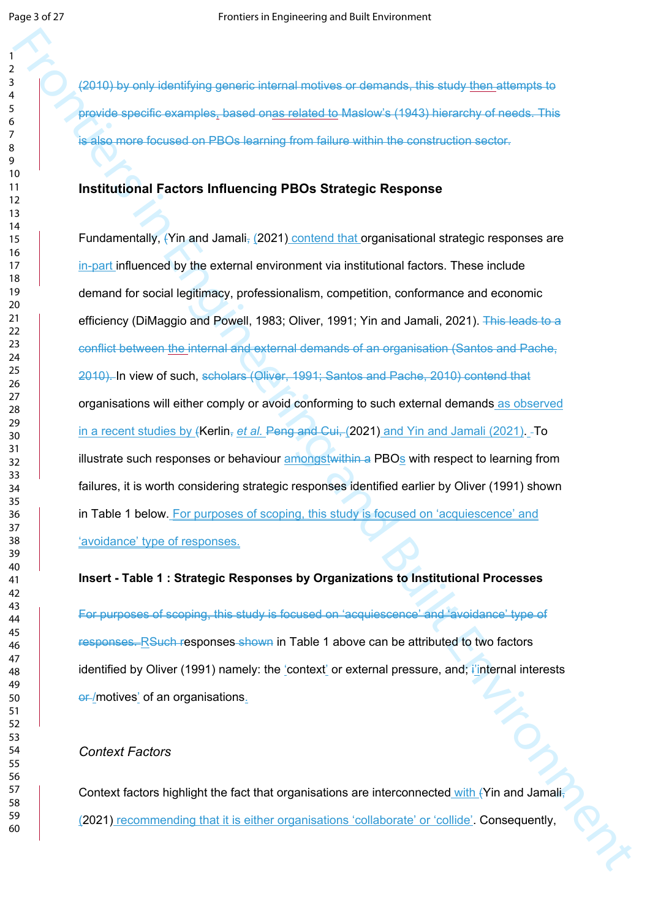(2010) by only identifying generic internal motives or demands, this study then attempts to provide specific examples, based onas related to Maslow's (1943) hierarchy of needs. This is also more focused on PBOs learning from failure within the construction sector.

## Institutional Factors Influencing PBOs Strategic Response

Fundamentally, (Yin and Jamali, (2021) contend that organisational strategic responses are in-part influenced by the external environment via institutional factors. These include demand for social legitimacy, professionalism, competition, conformance and economic efficiency (DiMaggio and Powell, 1983; Oliver, 1991; Yin and Jamali, 2021). This leads to a conflict between the internal and external demands of an organisation (Santos and Pache, 2010). In view of such, scholars (Oliver, 1991; Santos and Pache, 2010) contend that organisations will either comply or avoid conforming to such external demands as observed in a recent studies by (Kerlin, *et al.* Peng and Cui, (2021) and Yin and Jamali (2021). -To illustrate such responses or behaviour amongstwithin a PBOs with respect to learning from failures, it is worth considering strategic responses identified earlier by Oliver (1991) shown in Table 1 below. For purposes of scoping, this study is focused on 'acquiescence' and 'avoidance' type of responses.

**Insert - Table 1 : Strategic Responses by Organizations to Institutional Processes**

For purposes of scoping, this study is focused on 'acquiescence' and 'avoidance' type of responses. RSuch responses shown in Table 1 above can be attributed to two factors identified by Oliver (1991) namely: the 'context' or external pressure, and; i'internal interests or /motives' of an organisations.

### *Context Factors*

Context factors highlight the fact that organisations are interconnected with (Yin and Jamali, (2021) recommending that it is either organisations 'collaborate' or 'collide'. Consequently,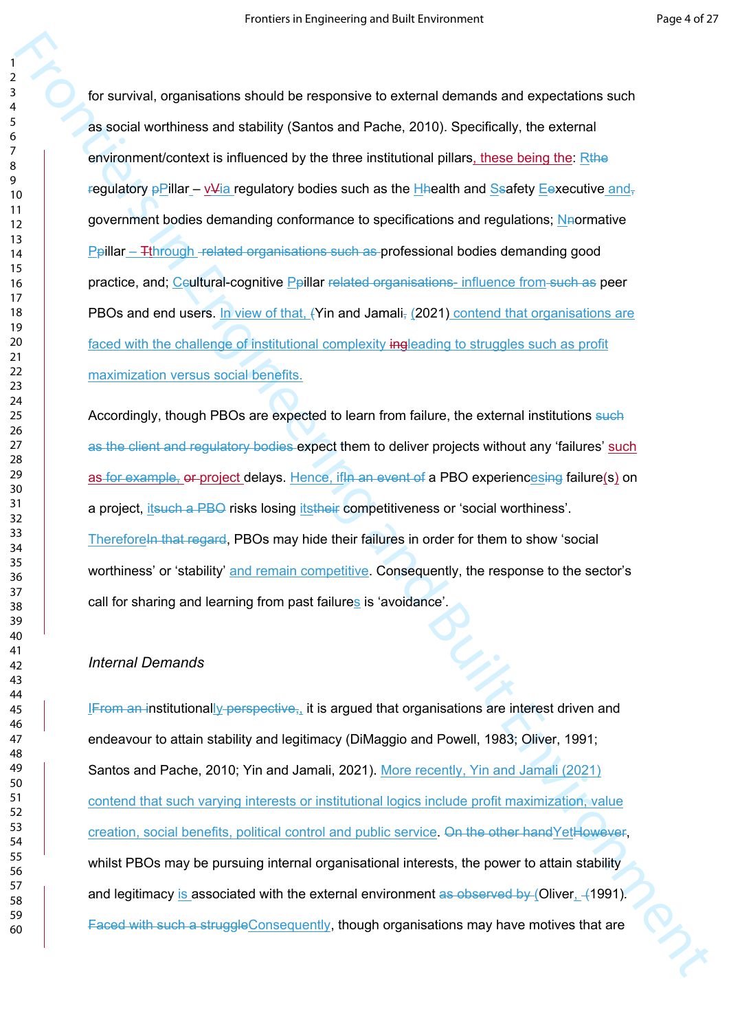for survival, organisations should be responsive to external demands and expectations such as social worthiness and stability (Santos and Pache, 2010). Specifically, the external environment/context is influenced by the three institutional pillars, these being the: Regulatory Pillar – Via regulatory bodies such as the Health and Safety Executive and government bodies demanding conformance to specifications and regulations; Normative Pillar – through professional bodies demanding good practice, and; Cultural-cognitive Pillar influence from peer PBOs and end users. In view of that, Yin and Jamali (2021) contend that organisations are faced with the challenge of institutional complexity leading to struggles such as profit maximization versus social benefits.

Accordingly, though PBOs are expected to learn from failure, the external institutions expect them to deliver projects without any 'failures' such as project delays. Hence, if a PBO experiences failure(s) on a project, it risks losing its competitiveness or 'social worthiness'. Therefore, PBOs may hide their failures in order for them to show 'social worthiness' or 'stability' and remain competitive. Consequently, the response to the sector's call for sharing and learning from past failures is 'avoidance'.

### *Internal Demands*

Institutionally, it is argued that organisations are interest driven and endeavour to attain stability and legitimacy (DiMaggio and Powell, 1983; Oliver, 1991; Santos and Pache, 2010; Yin and Jamali, 2021). More recently, Yin and Jamali (2021) contend that such varying interests or institutional logics include profit maximization, value creation, social benefits, political control and public service. Yet, whilst PBOs may be pursuing internal organisational interests, the power to attain stability and legitimacy is associated with the external environment (Oliver, 1991). Consequently, though organisations may have motives that are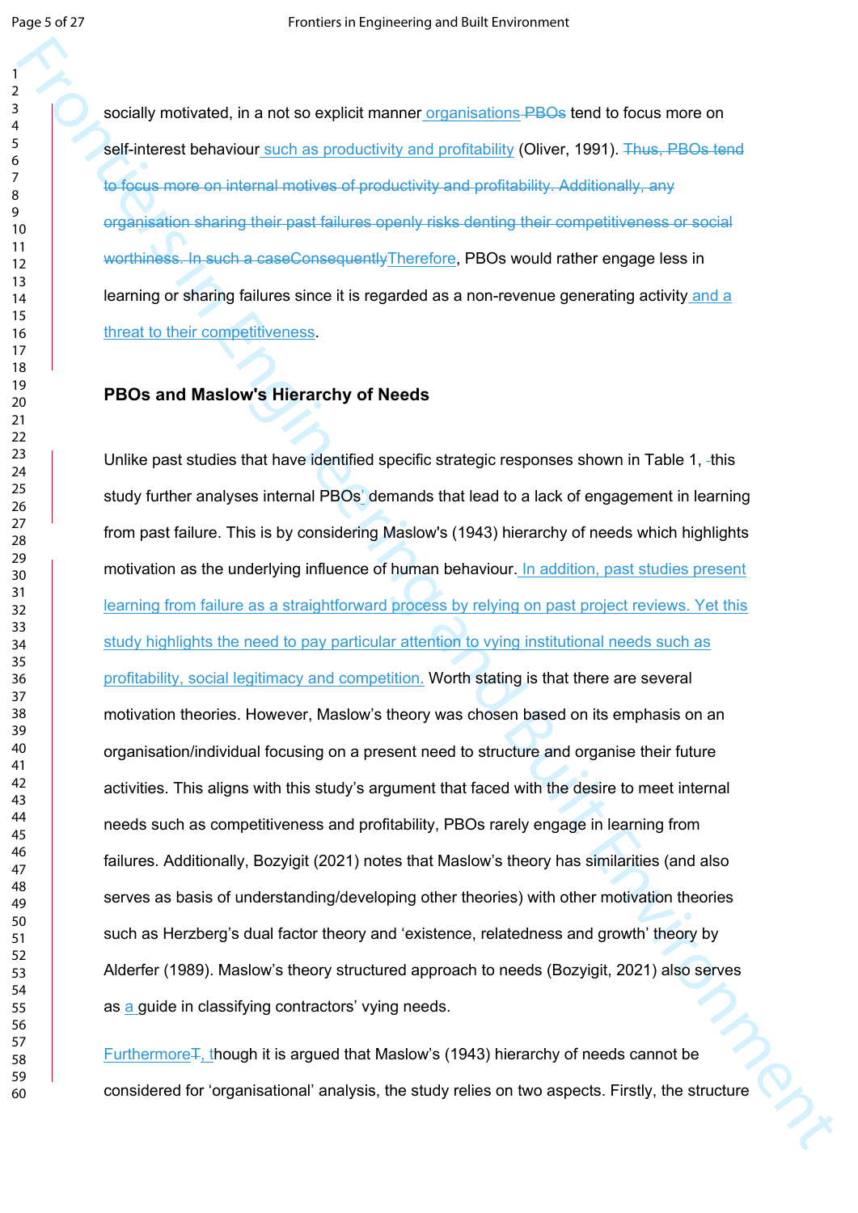socially motivated, in a not so explicit manner organisations ~~PBOs~~ tend to focus more on self-interest behaviour such as productivity and profitability (Oliver, 1991). ~~Thus, PBOs tend to focus more on internal motives of productivity and profitability. Additionally, any organisation sharing their past failures openly risks denting their competitiveness or social worthiness. In such a case~~ ~~Consequently~~ Therefore, PBOs would rather engage less in learning or sharing failures since it is regarded as a non-revenue generating activity and a threat to their competitiveness.

## PBOs and Maslow's Hierarchy of Needs

Unlike past studies that have identified specific strategic responses shown in Table 1, this study further analyses internal PBOs' demands that lead to a lack of engagement in learning from past failure. This is by considering Maslow's (1943) hierarchy of needs which highlights motivation as the underlying influence of human behaviour. In addition, past studies present learning from failure as a straightforward process by relying on past project reviews. Yet this study highlights the need to pay particular attention to vying institutional needs such as profitability, social legitimacy and competition. Worth stating is that there are several motivation theories. However, Maslow's theory was chosen based on its emphasis on an organisation/individual focusing on a present need to structure and organise their future activities. This aligns with this study's argument that faced with the desire to meet internal needs such as competitiveness and profitability, PBOs rarely engage in learning from failures. Additionally, Bozyigit (2021) notes that Maslow's theory has similarities (and also serves as basis of understanding/developing other theories) with other motivation theories such as Herzberg's dual factor theory and 'existence, relatedness and growth' theory by Alderfer (1989). Maslow's theory structured approach to needs (Bozyigit, 2021) also serves as a guide in classifying contractors' vying needs.

Furthermore~~T~~, though it is argued that Maslow's (1943) hierarchy of needs cannot be considered for 'organisational' analysis, the study relies on two aspects. Firstly, the structure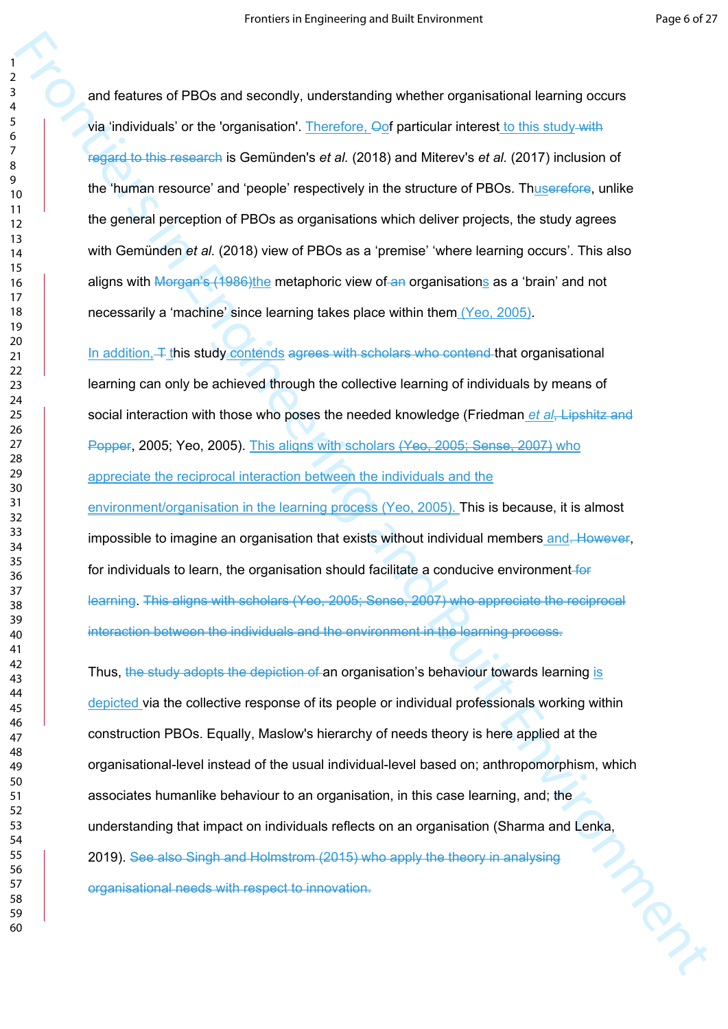and features of PBOs and secondly, understanding whether organisational learning occurs via 'individuals' or the 'organisation'. Therefore, ~~O~~of particular interest to this study ~~with regard to this research~~ is Gemünden's *et al.* (2018) and Miterev's *et al.* (2017) inclusion of the 'human resource' and 'people' respectively in the structure of PBOs. Thus~~erefore~~, unlike the general perception of PBOs as organisations which deliver projects, the study agrees with Gemünden *et al.* (2018) view of PBOs as a 'premise' 'where learning occurs'. This also aligns with ~~Morgan's (1986)~~the metaphoric view of ~~an~~ organisations as a 'brain' and not necessarily a 'machine' since learning takes place within them (Yeo, 2005).

In addition, ~~T~~ this study contends ~~agrees with scholars who contend~~ that organisational learning can only be achieved through the collective learning of individuals by means of social interaction with those who poses the needed knowledge (Friedman *et al*~~, Lipshitz and Popper~~, 2005; Yeo, 2005). This aligns with scholars ~~(Yeo, 2005; Sense, 2007)~~ who appreciate the reciprocal interaction between the individuals and the environment/organisation in the learning process (Yeo, 2005). This is because, it is almost impossible to imagine an organisation that exists without individual members and~~. However~~, for individuals to learn, the organisation should facilitate a conducive environment ~~for learning~~. ~~This aligns with scholars (Yeo, 2005; Sense, 2007) who appreciate the reciprocal interaction between the individuals and the environment in the learning process.~~

Thus, ~~the study adopts the depiction of~~ an organisation's behaviour towards learning is depicted via the collective response of its people or individual professionals working within construction PBOs. Equally, Maslow's hierarchy of needs theory is here applied at the organisational-level instead of the usual individual-level based on; anthropomorphism, which associates humanlike behaviour to an organisation, in this case learning, and; the understanding that impact on individuals reflects on an organisation (Sharma and Lenka, 2019). ~~See also Singh and Holmstrom (2015) who apply the theory in analysing organisational needs with respect to innovation.~~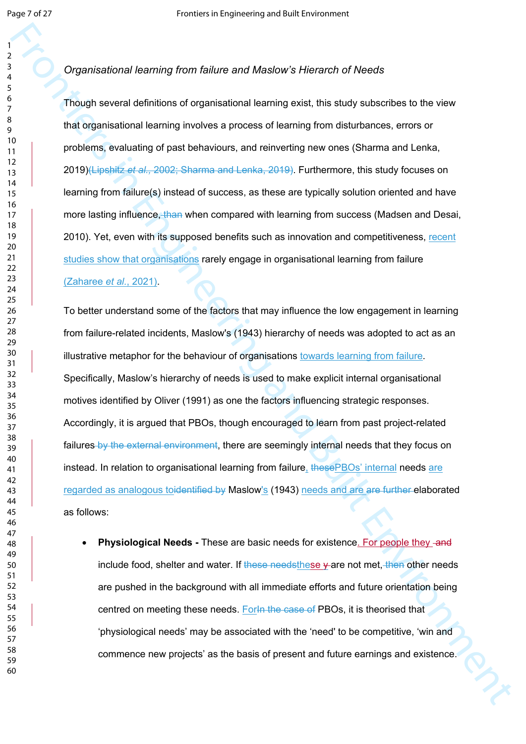*Organisational learning from failure and Maslow's Hierarch of Needs*

Though several definitions of organisational learning exist, this study subscribes to the view that organisational learning involves a process of learning from disturbances, errors or problems, evaluating of past behaviours, and reinverting new ones (Sharma and Lenka, 2019)(Lipshitz *et al.*, 2002; Sharma and Lenka, 2019). Furthermore, this study focuses on learning from failure(s) instead of success, as these are typically solution oriented and have more lasting influence, than when compared with learning from success (Madsen and Desai, 2010). Yet, even with its supposed benefits such as innovation and competitiveness, recent studies show that organisations rarely engage in organisational learning from failure (Zaharee *et al.*, 2021).

To better understand some of the factors that may influence the low engagement in learning from failure-related incidents, Maslow's (1943) hierarchy of needs was adopted to act as an illustrative metaphor for the behaviour of organisations towards learning from failure. Specifically, Maslow's hierarchy of needs is used to make explicit internal organisational motives identified by Oliver (1991) as one the factors influencing strategic responses. Accordingly, it is argued that PBOs, though encouraged to learn from past project-related failures by the external environment, there are seemingly internal needs that they focus on instead. In relation to organisational learning from failure, thesePBOs' internal needs are regarded as analogous toidentified by Maslow's (1943) needs and are are further elaborated as follows:

- **Physiological Needs -** These are basic needs for existence. For people they and include food, shelter and water. If these needsthese y are not met, then other needs are pushed in the background with all immediate efforts and future orientation being centred on meeting these needs. ForIn the case of PBOs, it is theorised that 'physiological needs' may be associated with the 'need' to be competitive, 'win and commence new projects' as the basis of present and future earnings and existence.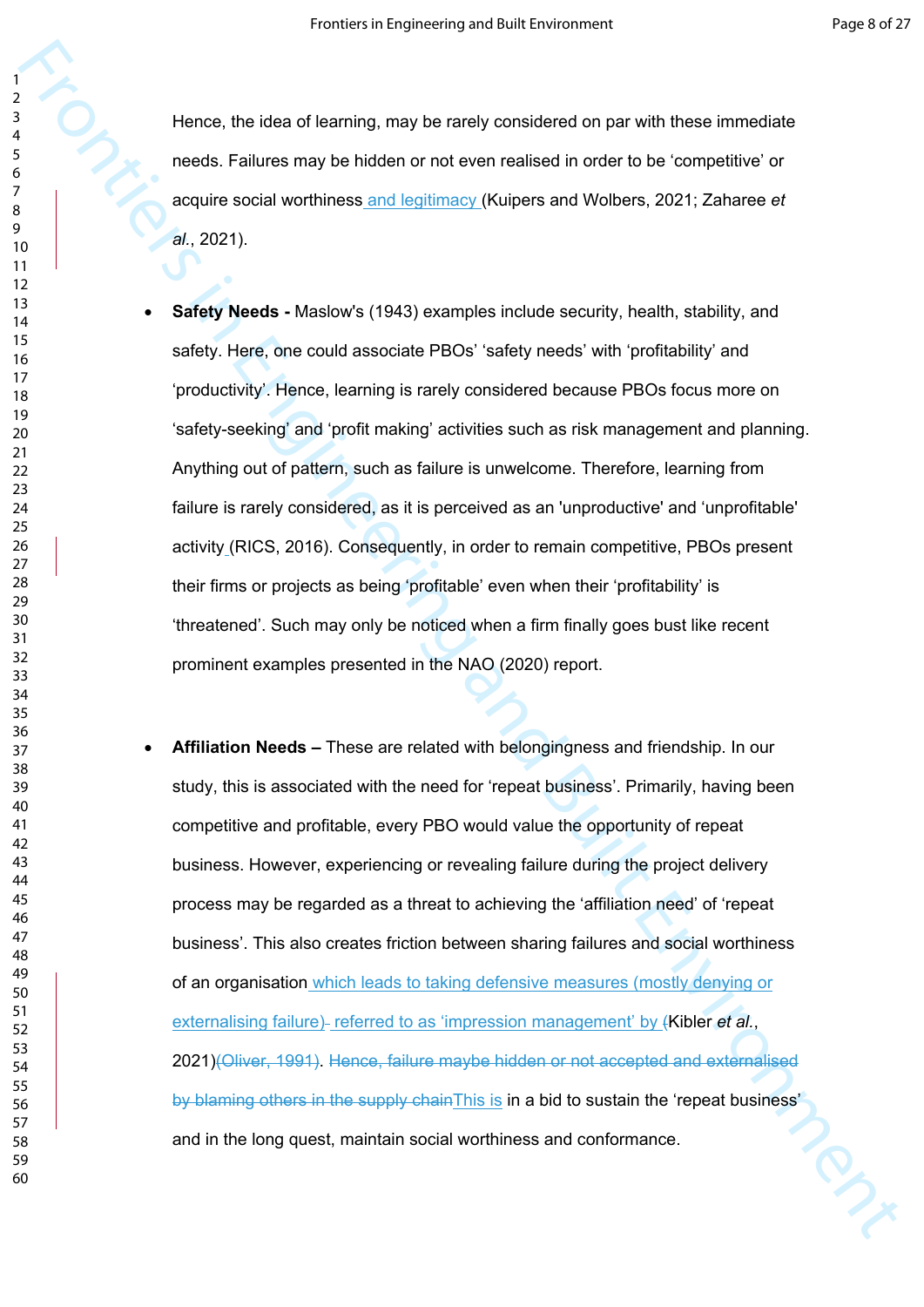Hence, the idea of learning, may be rarely considered on par with these immediate needs. Failures may be hidden or not even realised in order to be 'competitive' or acquire social worthiness and legitimacy (Kuipers and Wolbers, 2021; Zaharee *et al.*, 2021).

- **Safety Needs -** Maslow's (1943) examples include security, health, stability, and safety. Here, one could associate PBOs' 'safety needs' with 'profitability' and 'productivity'. Hence, learning is rarely considered because PBOs focus more on 'safety-seeking' and 'profit making' activities such as risk management and planning. Anything out of pattern, such as failure is unwelcome. Therefore, learning from failure is rarely considered, as it is perceived as an 'unproductive' and 'unprofitable' activity (RICS, 2016). Consequently, in order to remain competitive, PBOs present their firms or projects as being 'profitable' even when their 'profitability' is 'threatened'. Such may only be noticed when a firm finally goes bust like recent prominent examples presented in the NAO (2020) report.

- **Affiliation Needs –** These are related with belongingness and friendship. In our study, this is associated with the need for 'repeat business'. Primarily, having been competitive and profitable, every PBO would value the opportunity of repeat business. However, experiencing or revealing failure during the project delivery process may be regarded as a threat to achieving the 'affiliation need' of 'repeat business'. This also creates friction between sharing failures and social worthiness of an organisation which leads to taking defensive measures (mostly denying or externalising failure)- referred to as 'impression management' by (Kibler *et al.*, 2021)~~(Oliver, 1991)~~. ~~Hence, failure maybe hidden or not accepted and externalised by blaming others in the supply chain~~This is in a bid to sustain the 'repeat business' and in the long quest, maintain social worthiness and conformance.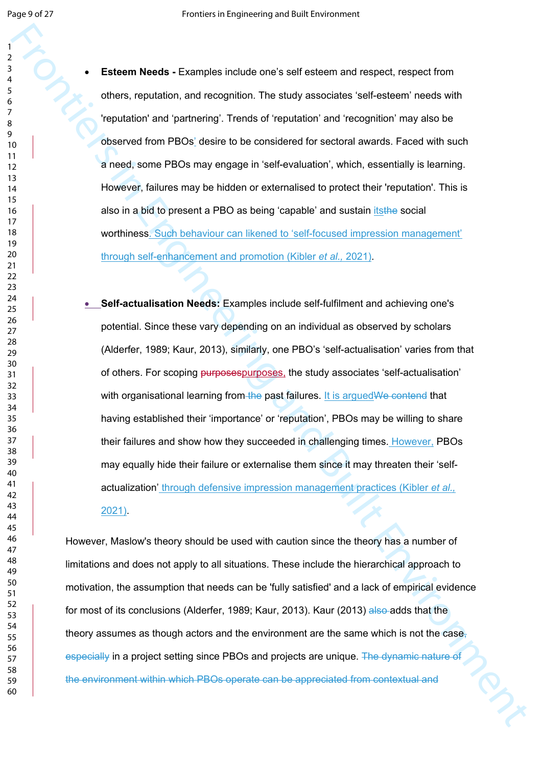- **Esteem Needs -** Examples include one's self esteem and respect, respect from others, reputation, and recognition. The study associates 'self-esteem' needs with 'reputation' and 'partnering'. Trends of 'reputation' and 'recognition' may also be observed from PBOs' desire to be considered for sectoral awards. Faced with such a need, some PBOs may engage in 'self-evaluation', which, essentially is learning. However, failures may be hidden or externalised to protect their 'reputation'. This is also in a bid to present a PBO as being 'capable' and sustain itsthe social worthiness. Such behaviour can likened to 'self-focused impression management' through self-enhancement and promotion (Kibler *et al.*, 2021).

- **Self-actualisation Needs:** Examples include self-fulfilment and achieving one's potential. Since these vary depending on an individual as observed by scholars (Alderfer, 1989; Kaur, 2013), similarly, one PBO's 'self-actualisation' varies from that of others. For scoping purposespurposes, the study associates 'self-actualisation' with organisational learning from the past failures. It is arguedWe contend that having established their 'importance' or 'reputation', PBOs may be willing to share their failures and show how they succeeded in challenging times. However, PBOs may equally hide their failure or externalise them since it may threaten their 'self-actualization' through defensive impression management practices (Kibler *et al.*, 2021).

However, Maslow's theory should be used with caution since the theory has a number of limitations and does not apply to all situations. These include the hierarchical approach to motivation, the assumption that needs can be 'fully satisfied' and a lack of empirical evidence for most of its conclusions (Alderfer, 1989; Kaur, 2013). Kaur (2013) also adds that the theory assumes as though actors and the environment are the same which is not the case, especially in a project setting since PBOs and projects are unique. The dynamic nature of the environment within which PBOs operate can be appreciated from contextual and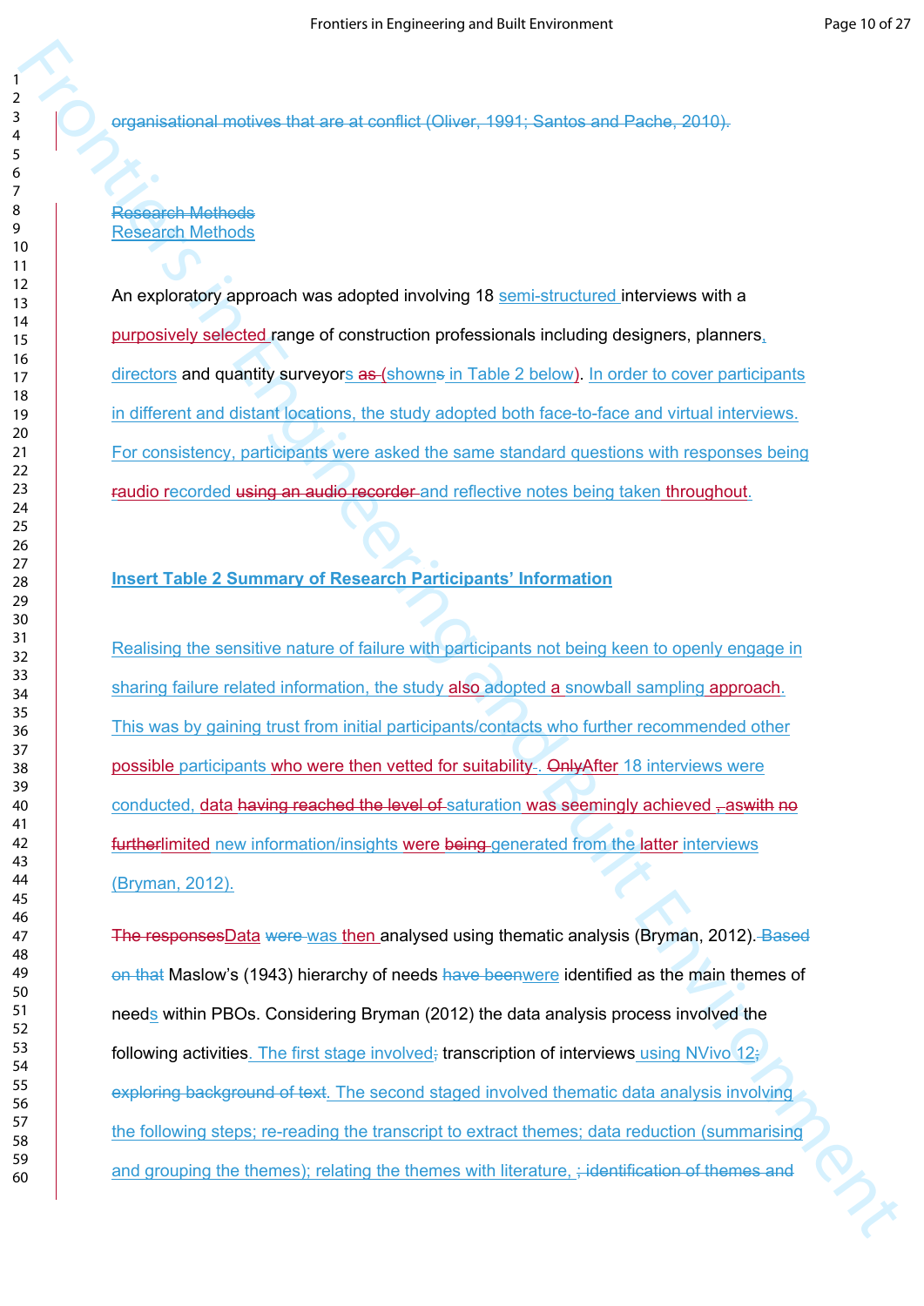organisational motives that are at conflict (Oliver, 1991; Santos and Pache, 2010).

## Research Methods

An exploratory approach was adopted involving 18 semi-structured interviews with a purposively selected range of construction professionals including designers, planners, directors and quantity surveyors (shown in Table 2 below). In order to cover participants in different and distant locations, the study adopted both face-to-face and virtual interviews. For consistency, participants were asked the same standard questions with responses being audio recorded and reflective notes being taken throughout.

**Insert Table 2 Summary of Research Participants' Information**

Realising the sensitive nature of failure with participants not being keen to openly engage in sharing failure related information, the study also adopted a snowball sampling approach. This was by gaining trust from initial participants/contacts who further recommended other possible participants who were then vetted for suitability. After 18 interviews were conducted, data saturation was seemingly achieved, with limited new information/insights generated from the latter interviews (Bryman, 2012).

Data was then analysed using thematic analysis (Bryman, 2012). Maslow's (1943) hierarchy of needs were identified as the main themes of needs within PBOs. Considering Bryman (2012) the data analysis process involved the following activities. The first stage involved transcription of interviews using NVivo 12. The second staged involved thematic data analysis involving the following steps; re-reading the transcript to extract themes; data reduction (summarising and grouping the themes); relating the themes with literature,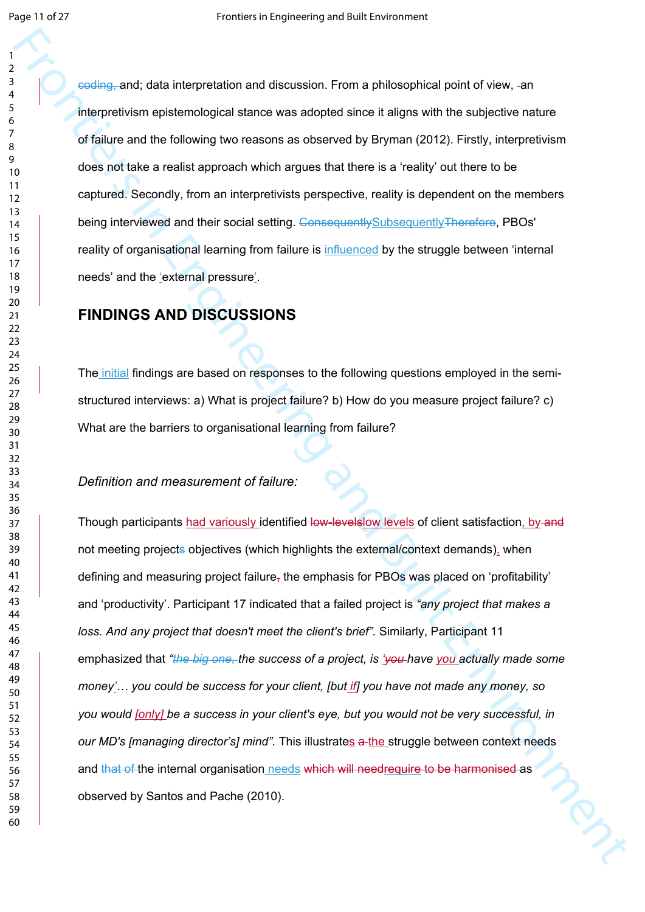~~coding,~~ and; data interpretation and discussion. From a philosophical point of view, an interpretivism epistemological stance was adopted since it aligns with the subjective nature of failure and the following two reasons as observed by Bryman (2012). Firstly, interpretivism does not take a realist approach which argues that there is a 'reality' out there to be captured. Secondly, from an interpretivists perspective, reality is dependent on the members being interviewed and their social setting. ~~Consequently~~Subsequently~~Therefore~~, PBOs' reality of organisational learning from failure is influenced by the struggle between 'internal needs' and the 'external pressure'.

## FINDINGS AND DISCUSSIONS

The initial findings are based on responses to the following questions employed in the semi-structured interviews: a) What is project failure? b) How do you measure project failure? c) What are the barriers to organisational learning from failure?

### *Definition and measurement of failure:*

Though participants had variously identified ~~low-levels~~low levels of client satisfaction, by ~~and~~ not meeting project~~s~~ objectives (which highlights the external/context demands), when defining and measuring project failure~~,~~ the emphasis for PBOs was placed on 'profitability' and 'productivity'. Participant 17 indicated that a failed project is *"any project that makes a loss. And any project that doesn't meet the client's brief"*. Similarly, Participant 11 emphasized that *"~~the big one,~~ the success of a project, is '~~you~~ have you actually made some money'… you could be success for your client, [but if] you have not made any money, so you would [only] be a success in your client's eye, but you would not be very successful, in our MD's [managing director's] mind"*. This illustrates ~~a~~ the struggle between context needs and ~~that of~~ the internal organisation needs ~~which will needrequire to be harmonised~~ as observed by Santos and Pache (2010).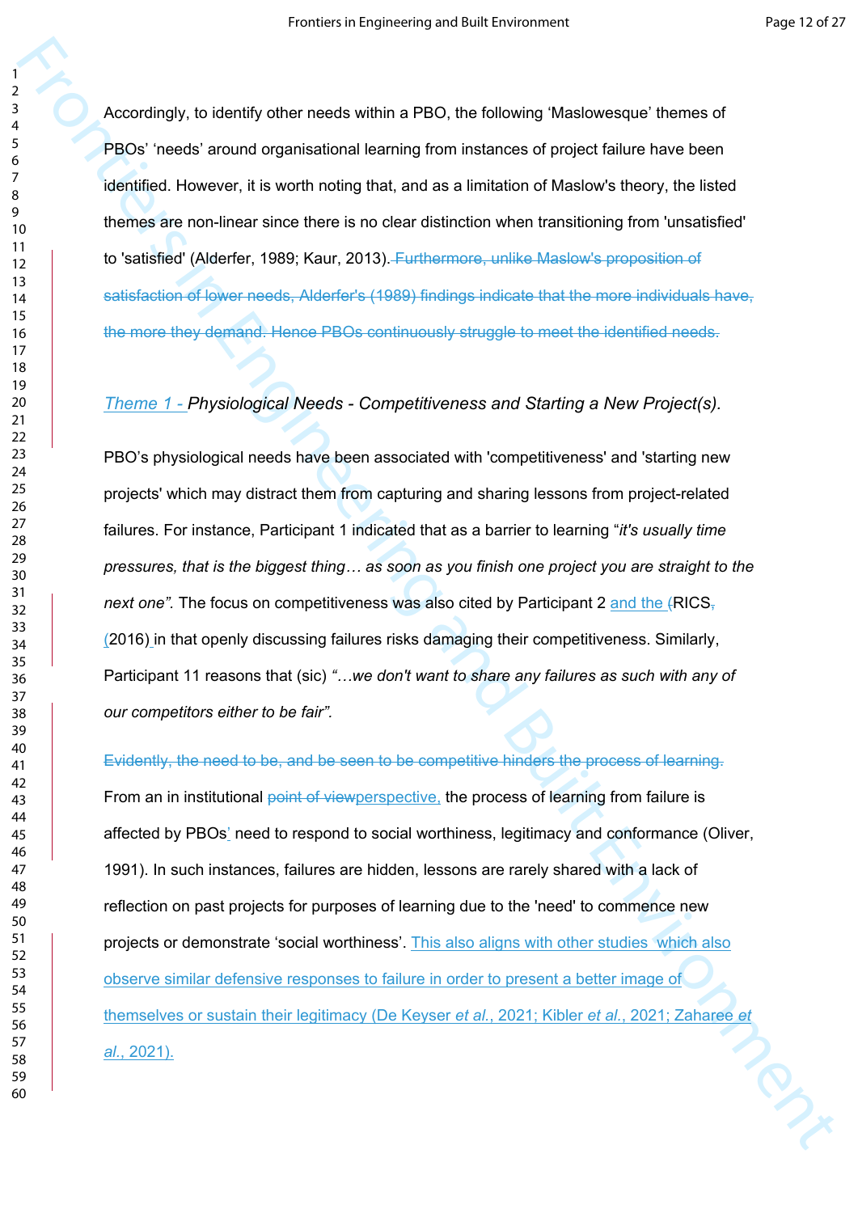Accordingly, to identify other needs within a PBO, the following 'Maslowesque' themes of PBOs' 'needs' around organisational learning from instances of project failure have been identified. However, it is worth noting that, and as a limitation of Maslow's theory, the listed themes are non-linear since there is no clear distinction when transitioning from 'unsatisfied' to 'satisfied' (Alderfer, 1989; Kaur, 2013). ~~Furthermore, unlike Maslow's proposition of satisfaction of lower needs, Alderfer's (1989) findings indicate that the more individuals have, the more they demand. Hence PBOs continuously struggle to meet the identified needs.~~

*Theme 1 - Physiological Needs - Competitiveness and Starting a New Project(s).*

PBO's physiological needs have been associated with 'competitiveness' and 'starting new projects' which may distract them from capturing and sharing lessons from project-related failures. For instance, Participant 1 indicated that as a barrier to learning "*it's usually time pressures, that is the biggest thing… as soon as you finish one project you are straight to the next one".* The focus on competitiveness was also cited by Participant 2 and the (RICS, (2016) in that openly discussing failures risks damaging their competitiveness. Similarly, Participant 11 reasons that (sic) *"…we don't want to share any failures as such with any of our competitors either to be fair".*

~~Evidently, the need to be, and be seen to be competitive hinders the process of learning.~~ From an in institutional ~~point of view~~perspective, the process of learning from failure is affected by PBOs' need to respond to social worthiness, legitimacy and conformance (Oliver, 1991). In such instances, failures are hidden, lessons are rarely shared with a lack of reflection on past projects for purposes of learning due to the 'need' to commence new projects or demonstrate 'social worthiness'. This also aligns with other studies which also observe similar defensive responses to failure in order to present a better image of themselves or sustain their legitimacy (De Keyser *et al.*, 2021; Kibler *et al.*, 2021; Zaharee *et al.*, 2021).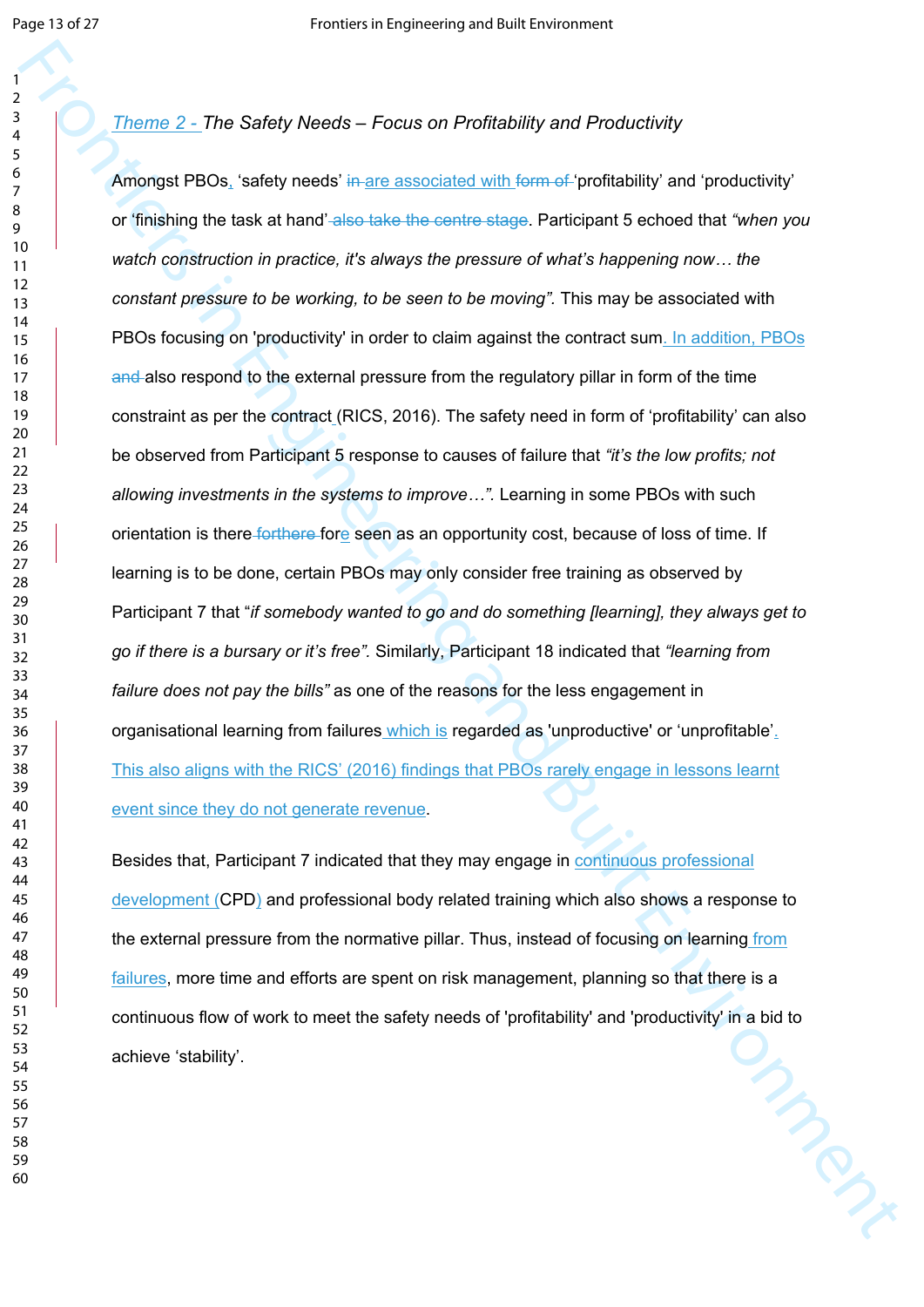### *Theme 2 - The Safety Needs – Focus on Profitability and Productivity*

Amongst PBOs, 'safety needs' are associated with 'profitability' and 'productivity' or 'finishing the task at hand'. Participant 5 echoed that *"when you watch construction in practice, it's always the pressure of what's happening now… the constant pressure to be working, to be seen to be moving"*. This may be associated with PBOs focusing on 'productivity' in order to claim against the contract sum. In addition, PBOs also respond to the external pressure from the regulatory pillar in form of the time constraint as per the contract (RICS, 2016). The safety need in form of 'profitability' can also be observed from Participant 5 response to causes of failure that *"it's the low profits; not allowing investments in the systems to improve…"*. Learning in some PBOs with such orientation is therefore seen as an opportunity cost, because of loss of time. If learning is to be done, certain PBOs may only consider free training as observed by Participant 7 that "*if somebody wanted to go and do something [learning], they always get to go if there is a bursary or it's free"*. Similarly, Participant 18 indicated that *"learning from failure does not pay the bills"* as one of the reasons for the less engagement in organisational learning from failures which is regarded as 'unproductive' or 'unprofitable'. This also aligns with the RICS' (2016) findings that PBOs rarely engage in lessons learnt event since they do not generate revenue.

Besides that, Participant 7 indicated that they may engage in continuous professional development (CPD) and professional body related training which also shows a response to the external pressure from the normative pillar. Thus, instead of focusing on learning from failures, more time and efforts are spent on risk management, planning so that there is a continuous flow of work to meet the safety needs of 'profitability' and 'productivity' in a bid to achieve 'stability'.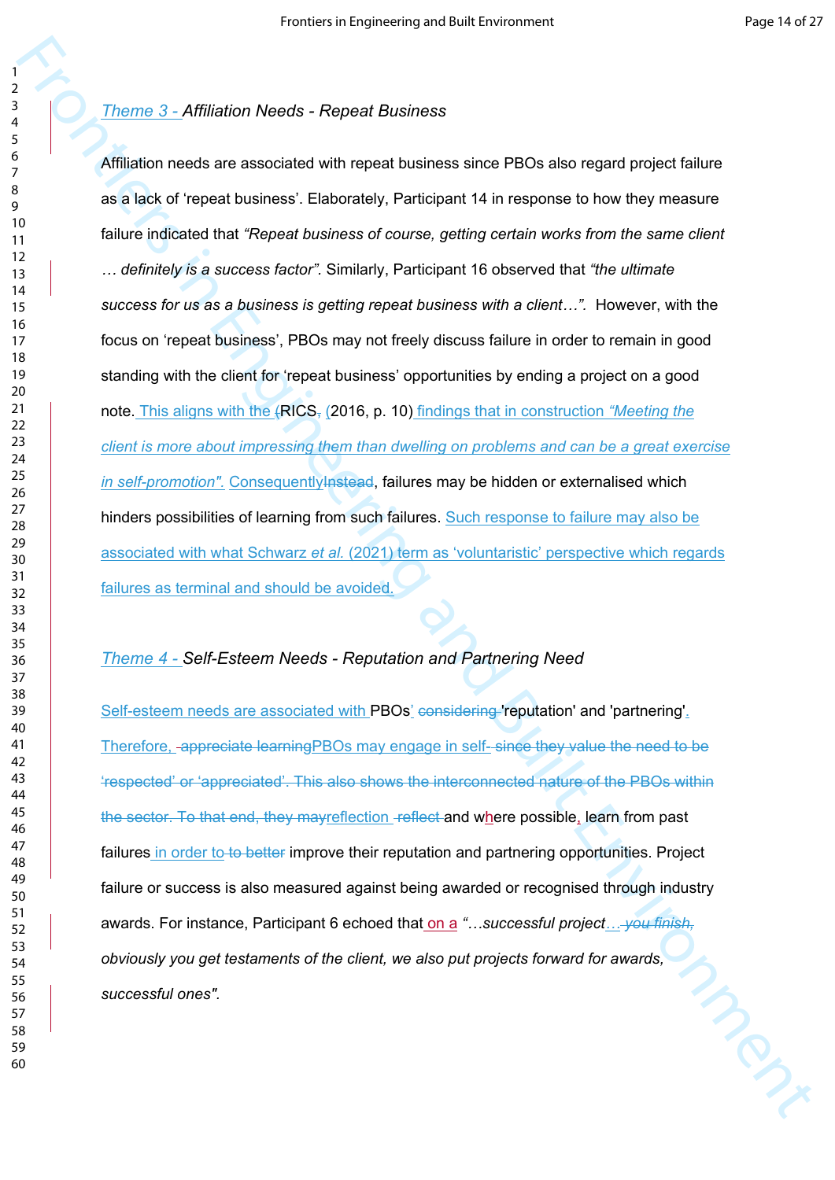### Theme 3 - *Affiliation Needs - Repeat Business*

Affiliation needs are associated with repeat business since PBOs also regard project failure as a lack of 'repeat business'. Elaborately, Participant 14 in response to how they measure failure indicated that *"Repeat business of course, getting certain works from the same client … definitely is a success factor"*. Similarly, Participant 16 observed that *"the ultimate success for us as a business is getting repeat business with a client…"*. However, with the focus on 'repeat business', PBOs may not freely discuss failure in order to remain in good standing with the client for 'repeat business' opportunities by ending a project on a good note. This aligns with the (RICS, (2016, p. 10) findings that in construction *"Meeting the client is more about impressing them than dwelling on problems and can be a great exercise in self-promotion".* ConsequentlyInstead, failures may be hidden or externalised which hinders possibilities of learning from such failures. Such response to failure may also be associated with what Schwarz *et al.* (2021) term as 'voluntaristic' perspective which regards failures as terminal and should be avoided.

### Theme 4 - *Self-Esteem Needs - Reputation and Partnering Need*

Self-esteem needs are associated with PBOs' considering 'reputation' and 'partnering'. Therefore, -appreciate learningPBOs may engage in self- since they value the need to be 'respected' or 'appreciated'. This also shows the interconnected nature of the PBOs within the sector. To that end, they mayreflection reflect and where possible, learn from past failures in order to to better improve their reputation and partnering opportunities. Project failure or success is also measured against being awarded or recognised through industry awards. For instance, Participant 6 echoed that on a *"…successful project… you finish, obviously you get testaments of the client, we also put projects forward for awards, successful ones".*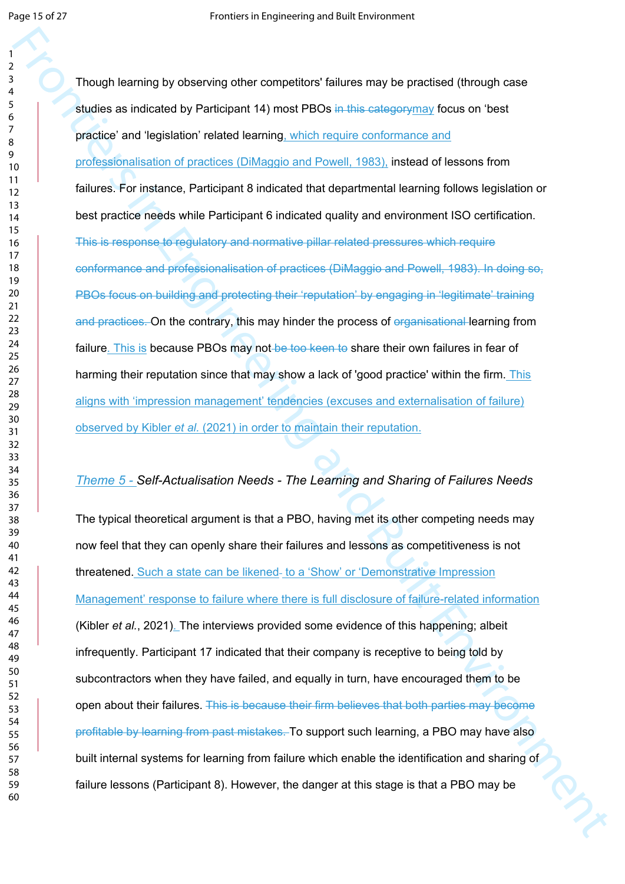Though learning by observing other competitors' failures may be practised (through case studies as indicated by Participant 14) most PBOs in this categorymay focus on 'best practice' and 'legislation' related learning, which require conformance and professionalisation of practices (DiMaggio and Powell, 1983), instead of lessons from failures. For instance, Participant 8 indicated that departmental learning follows legislation or best practice needs while Participant 6 indicated quality and environment ISO certification. This is response to regulatory and normative pillar related pressures which require conformance and professionalisation of practices (DiMaggio and Powell, 1983). In doing so, PBOs focus on building and protecting their 'reputation' by engaging in 'legitimate' training and practices. On the contrary, this may hinder the process of organisational learning from failure. This is because PBOs may not be too keen to share their own failures in fear of harming their reputation since that may show a lack of 'good practice' within the firm. This aligns with 'impression management' tendencies (excuses and externalisation of failure) observed by Kibler *et al.* (2021) in order to maintain their reputation.

### *Theme 5 - Self-Actualisation Needs - The Learning and Sharing of Failures Needs*

The typical theoretical argument is that a PBO, having met its other competing needs may now feel that they can openly share their failures and lessons as competitiveness is not threatened. Such a state can be likened- to a 'Show' or 'Demonstrative Impression Management' response to failure where there is full disclosure of failure-related information (Kibler *et al.*, 2021). The interviews provided some evidence of this happening; albeit infrequently. Participant 17 indicated that their company is receptive to being told by subcontractors when they have failed, and equally in turn, have encouraged them to be open about their failures. This is because their firm believes that both parties may become profitable by learning from past mistakes. To support such learning, a PBO may have also built internal systems for learning from failure which enable the identification and sharing of failure lessons (Participant 8). However, the danger at this stage is that a PBO may be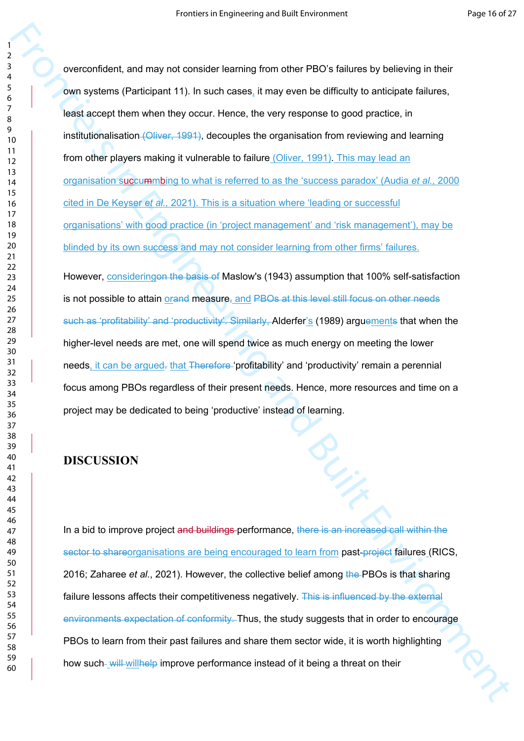overconfident, and may not consider learning from other PBO's failures by believing in their own systems (Participant 11). In such cases, it may even be difficulty to anticipate failures, least accept them when they occur. Hence, the very response to good practice, in institutionalisation ~~(Oliver, 1991)~~, decouples the organisation from reviewing and learning from other players making it vulnerable to failure (Oliver, 1991). This may lead an organisation succu~~m~~mbing to what is referred to as the 'success paradox' (Audia *et al.*, 2000 cited in De Keyser *et al.*, 2021). This is a situation where 'leading or successful organisations' with good practice (in 'project management' and 'risk management'), may be blinded by its own success and may not consider learning from other firms' failures.

However, considering~~on the basis of~~ Maslow's (1943) assumption that 100% self-satisfaction is not possible to attain or~~and~~ measure~~,~~ and ~~PBOs at this level still focus on other needs such as 'profitability' and 'productivity'. Similarly,~~ Alderfer's (1989) argu~~e~~ments~~s~~ that when the higher-level needs are met, one will spend twice as much energy on meeting the lower needs, it can be argued~~.~~ that ~~Therefore~~ 'profitability' and 'productivity' remain a perennial focus among PBOs regardless of their present needs. Hence, more resources and time on a project may be dedicated to being 'productive' instead of learning.

# DISCUSSION

In a bid to improve project ~~and buildings~~ performance, ~~there is an increased call within the sector to share~~organisations are being encouraged to learn from past~~-project~~ failures (RICS, 2016; Zaharee *et al.*, 2021). However, the collective belief among ~~the~~ PBOs is that sharing failure lessons affects their competitiveness negatively. ~~This is influenced by the external environments expectation of conformity.~~ Thus, the study suggests that in order to encourage PBOs to learn from their past failures and share them sector wide, it is worth highlighting how such ~~will~~ willhelp improve performance instead of it being a threat on their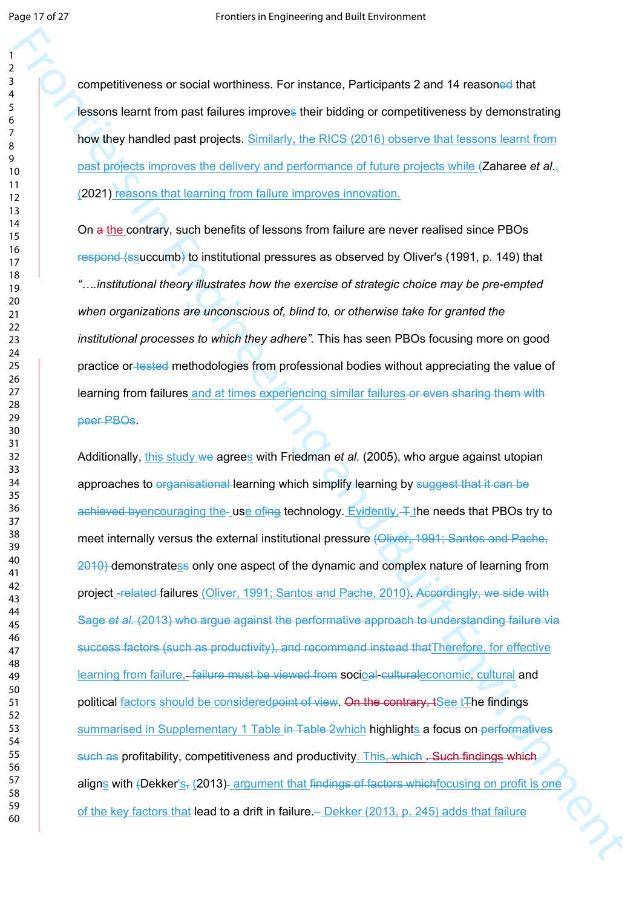competitiveness or social worthiness. For instance, Participants 2 and 14 reason~~ed~~ that lessons learnt from past failures improve~~s~~ their bidding or competitiveness by demonstrating how they handled past projects. Similarly, the RICS (2016) observe that lessons learnt from past projects improves the delivery and performance of future projects while ~~(~~Zaharee *et al.*~~,~~ (2021) reasons that learning from failure improves innovation.

On ~~a~~ the contrary, such benefits of lessons from failure are never realised since PBOs ~~respond (s~~succumb~~)~~ to institutional pressures as observed by Oliver's (1991, p. 149) that *"….institutional theory illustrates how the exercise of strategic choice may be pre-empted when organizations are unconscious of, blind to, or otherwise take for granted the institutional processes to which they adhere".* This has seen PBOs focusing more on good practice or ~~tested~~ methodologies from professional bodies without appreciating the value of learning from failures and at times experiencing similar failures ~~or even sharing them with peer PBOs~~.

Additionally, this study ~~we~~ agrees with Friedman *et al.* (2005), who argue against utopian approaches to ~~organisational~~ learning which simplify learning by ~~suggest that it can be achieved by~~encouraging the ~~-~~ use of~~ing~~ technology. Evidently, ~~T~~ the needs that PBOs try to meet internally versus the external institutional pressure ~~(Oliver, 1991; Santos and Pache, 2010)~~ demonstrate~~ss~~ only one aspect of the dynamic and complex nature of learning from project ~~-related~~ failures (Oliver, 1991; Santos and Pache, 2010). ~~Accordingly, we side with Sage *et al.* (2013) who argue against the performative approach to understanding failure via success factors (such as productivity), and recommend instead that~~Therefore, for effective learning from failure, ~~failure must be viewed from~~ soci~~o~~al-~~cultural~~economic, cultural and political factors should be considered~~point of view~~. ~~On the contrary, t~~See ~~t~~The findings summarised in Supplementary 1 Table ~~in Table 2~~which highlights a focus on ~~performatives such as~~ profitability, competitiveness and productivity. This~~, which~~ ~~. Such findings which~~ aligns with ~~(~~Dekker's~~,~~ (2013)~~-~~ argument that ~~findings of factors which~~focusing on profit is one of the key factors that lead to a drift in failure.~~–~~ Dekker (2013, p. 245) adds that failure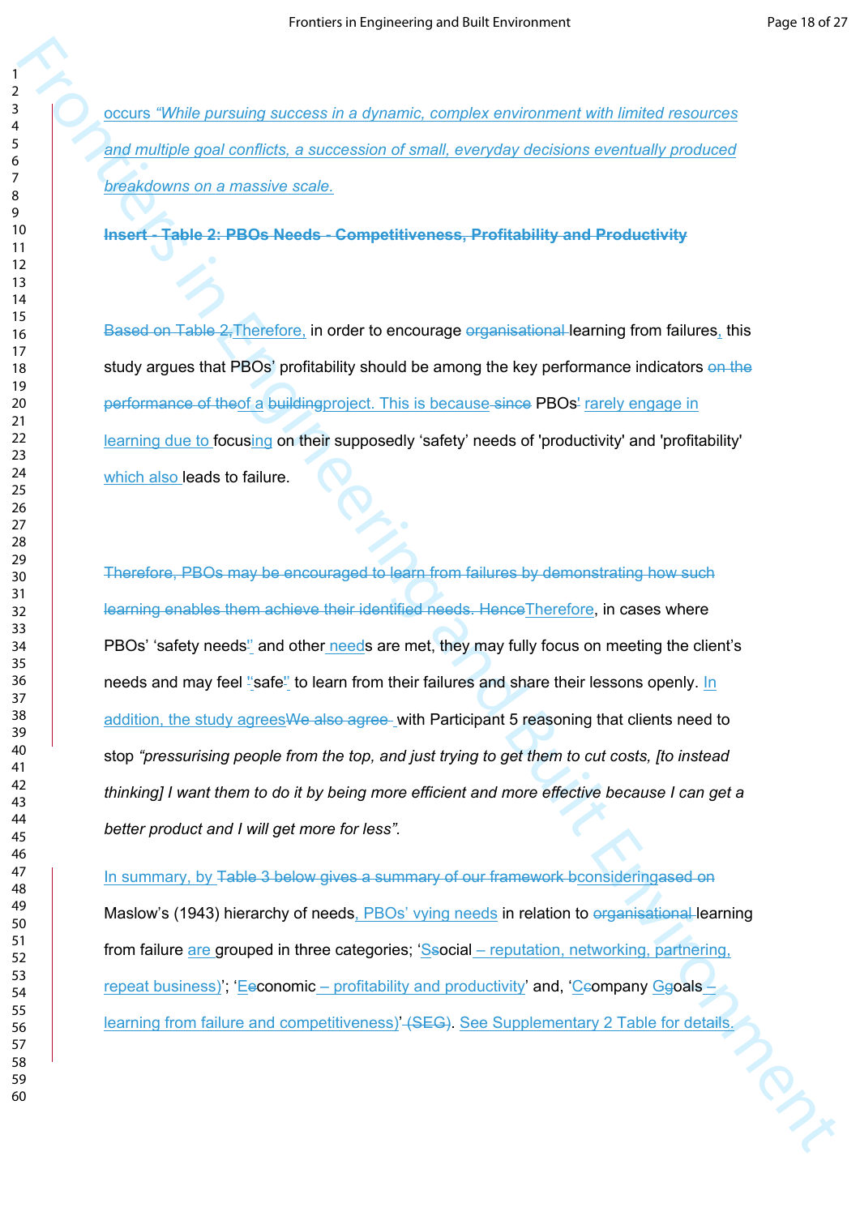occurs *"While pursuing success in a dynamic, complex environment with limited resources and multiple goal conflicts, a succession of small, everyday decisions eventually produced breakdowns on a massive scale.*

**Insert - Table 2: PBOs Needs - Competitiveness, Profitability and Productivity**

Based on Table 2,Therefore, in order to encourage organisational learning from failures, this study argues that PBOs' profitability should be among the key performance indicators on the performance of theof a buildingproject. This is because since PBOs' rarely engage in learning due to focusing on their supposedly 'safety' needs of 'productivity' and 'profitability' which also leads to failure.

Therefore, PBOs may be encouraged to learn from failures by demonstrating how such learning enables them achieve their identified needs. HenceTherefore, in cases where PBOs' 'safety needs'' and other needs are met, they may fully focus on meeting the client's needs and may feel ''safe'' to learn from their failures and share their lessons openly. In addition, the study agreesWe also agree with Participant 5 reasoning that clients need to stop *"pressurising people from the top, and just trying to get them to cut costs, [to instead thinking] I want them to do it by being more efficient and more effective because I can get a better product and I will get more for less".*

In summary, by Table 3 below gives a summary of our framework bconsideringased on Maslow's (1943) hierarchy of needs, PBOs' vying needs in relation to organisational learning from failure are grouped in three categories; 'Ssocial – reputation, networking, partnering, repeat business)'; 'Eeconomic – profitability and productivity' and, 'Ccompany Ggoals – learning from failure and competitiveness)' (SEG). See Supplementary 2 Table for details.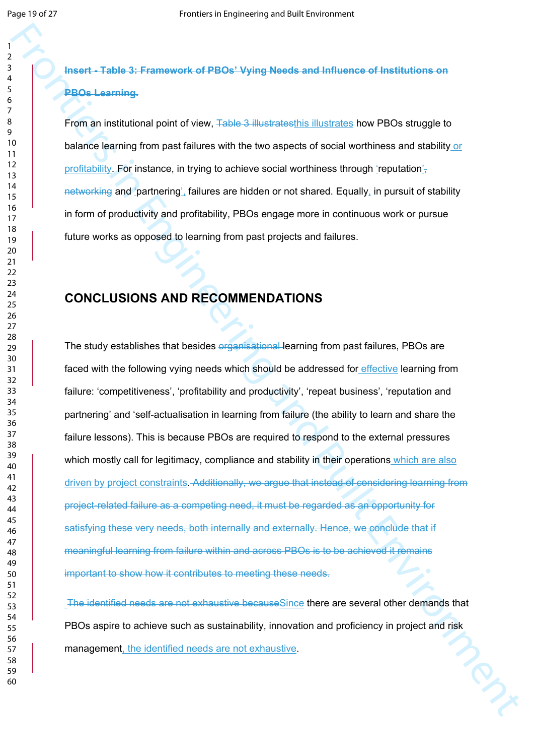~~**Insert - Table 3: Framework of PBOs' Vying Needs and Influence of Institutions on PBOs Learning.**~~

From an institutional point of view, ~~Table 3 illustrates~~this illustrates how PBOs struggle to balance learning from past failures with the two aspects of social worthiness and stability or profitability. For instance, in trying to achieve social worthiness through 'reputation'~~,~~ ~~networking~~ and 'partnering', failures are hidden or not shared. Equally, in pursuit of stability in form of productivity and profitability, PBOs engage more in continuous work or pursue future works as opposed to learning from past projects and failures.

## CONCLUSIONS AND RECOMMENDATIONS

The study establishes that besides ~~organisational~~ learning from past failures, PBOs are faced with the following vying needs which should be addressed for effective learning from failure: 'competitiveness', 'profitability and productivity', 'repeat business', 'reputation and partnering' and 'self-actualisation in learning from failure (the ability to learn and share the failure lessons). This is because PBOs are required to respond to the external pressures which mostly call for legitimacy, compliance and stability in their operations which are also driven by project constraints. ~~Additionally, we argue that instead of considering learning from project-related failure as a competing need, it must be regarded as an opportunity for satisfying these very needs, both internally and externally. Hence, we conclude that if meaningful learning from failure within and across PBOs is to be achieved it remains important to show how it contributes to meeting these needs.~~

~~The identified needs are not exhaustive because~~Since there are several other demands that PBOs aspire to achieve such as sustainability, innovation and proficiency in project and risk management, the identified needs are not exhaustive.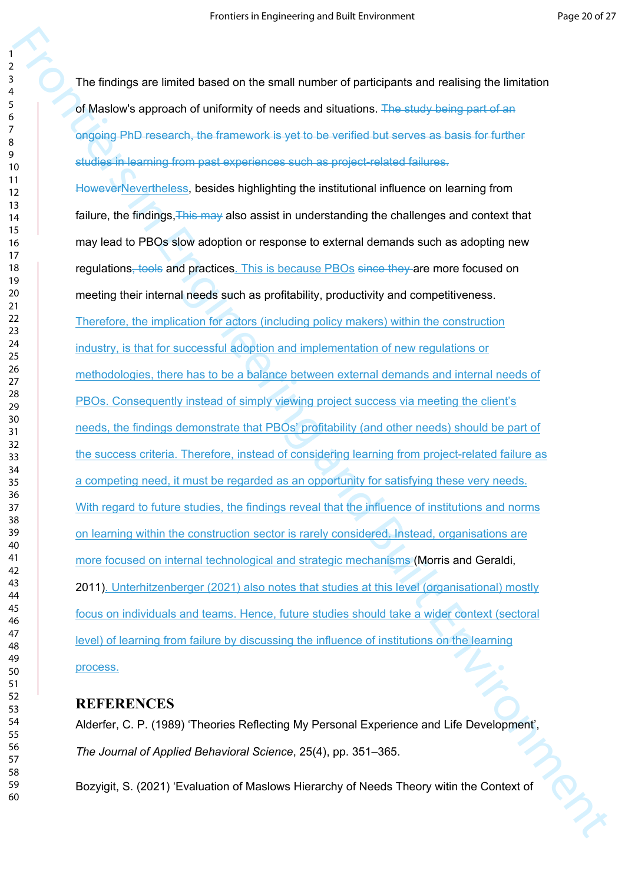The findings are limited based on the small number of participants and realising the limitation of Maslow's approach of uniformity of needs and situations. ~~The study being part of an ongoing PhD research, the framework is yet to be verified but serves as basis for further studies in learning from past experiences such as project-related failures.~~ ~~However~~Nevertheless, besides highlighting the institutional influence on learning from failure, the findings,~~This may~~ also assist in understanding the challenges and context that may lead to PBOs slow adoption or response to external demands such as adopting new regulations~~, tools~~ and practices. This is because PBOs ~~since they~~ are more focused on meeting their internal needs such as profitability, productivity and competitiveness. Therefore, the implication for actors (including policy makers) within the construction industry, is that for successful adoption and implementation of new regulations or methodologies, there has to be a balance between external demands and internal needs of PBOs. Consequently instead of simply viewing project success via meeting the client's needs, the findings demonstrate that PBOs' profitability (and other needs) should be part of the success criteria. Therefore, instead of considering learning from project-related failure as a competing need, it must be regarded as an opportunity for satisfying these very needs. With regard to future studies, the findings reveal that the influence of institutions and norms on learning within the construction sector is rarely considered. Instead, organisations are more focused on internal technological and strategic mechanisms (Morris and Geraldi, 2011). Unterhitzenberger (2021) also notes that studies at this level (organisational) mostly focus on individuals and teams. Hence, future studies should take a wider context (sectoral level) of learning from failure by discussing the influence of institutions on the learning process.

## REFERENCES

Alderfer, C. P. (1989) 'Theories Reflecting My Personal Experience and Life Development', *The Journal of Applied Behavioral Science*, 25(4), pp. 351–365.

Bozyigit, S. (2021) 'Evaluation of Maslows Hierarchy of Needs Theory witin the Context of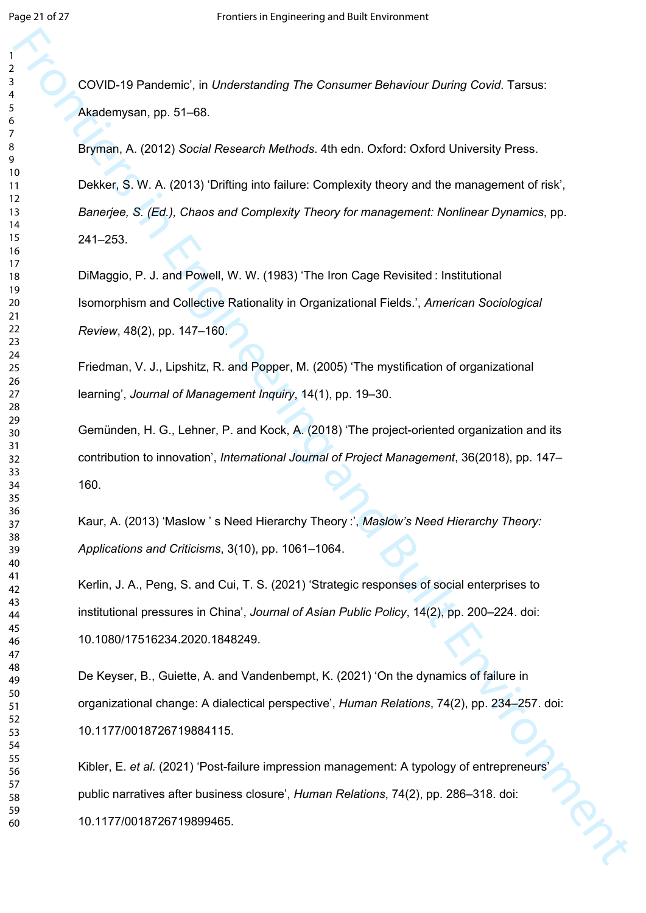COVID-19 Pandemic', in *Understanding The Consumer Behaviour During Covid*. Tarsus: Akademysan, pp. 51–68.

Bryman, A. (2012) *Social Research Methods*. 4th edn. Oxford: Oxford University Press.

Dekker, S. W. A. (2013) 'Drifting into failure: Complexity theory and the management of risk', *Banerjee, S. (Ed.), Chaos and Complexity Theory for management: Nonlinear Dynamics*, pp. 241–253.

DiMaggio, P. J. and Powell, W. W. (1983) 'The Iron Cage Revisited : Institutional Isomorphism and Collective Rationality in Organizational Fields.', *American Sociological Review*, 48(2), pp. 147–160.

Friedman, V. J., Lipshitz, R. and Popper, M. (2005) 'The mystification of organizational learning', *Journal of Management Inquiry*, 14(1), pp. 19–30.

Gemünden, H. G., Lehner, P. and Kock, A. (2018) 'The project-oriented organization and its contribution to innovation', *International Journal of Project Management*, 36(2018), pp. 147–160.

Kaur, A. (2013) 'Maslow ' s Need Hierarchy Theory :', *Maslow's Need Hierarchy Theory: Applications and Criticisms*, 3(10), pp. 1061–1064.

Kerlin, J. A., Peng, S. and Cui, T. S. (2021) 'Strategic responses of social enterprises to institutional pressures in China', *Journal of Asian Public Policy*, 14(2), pp. 200–224. doi: 10.1080/17516234.2020.1848249.

De Keyser, B., Guiette, A. and Vandenbempt, K. (2021) 'On the dynamics of failure in organizational change: A dialectical perspective', *Human Relations*, 74(2), pp. 234–257. doi: 10.1177/0018726719884115.

Kibler, E. *et al.* (2021) 'Post-failure impression management: A typology of entrepreneurs' public narratives after business closure', *Human Relations*, 74(2), pp. 286–318. doi: 10.1177/0018726719899465.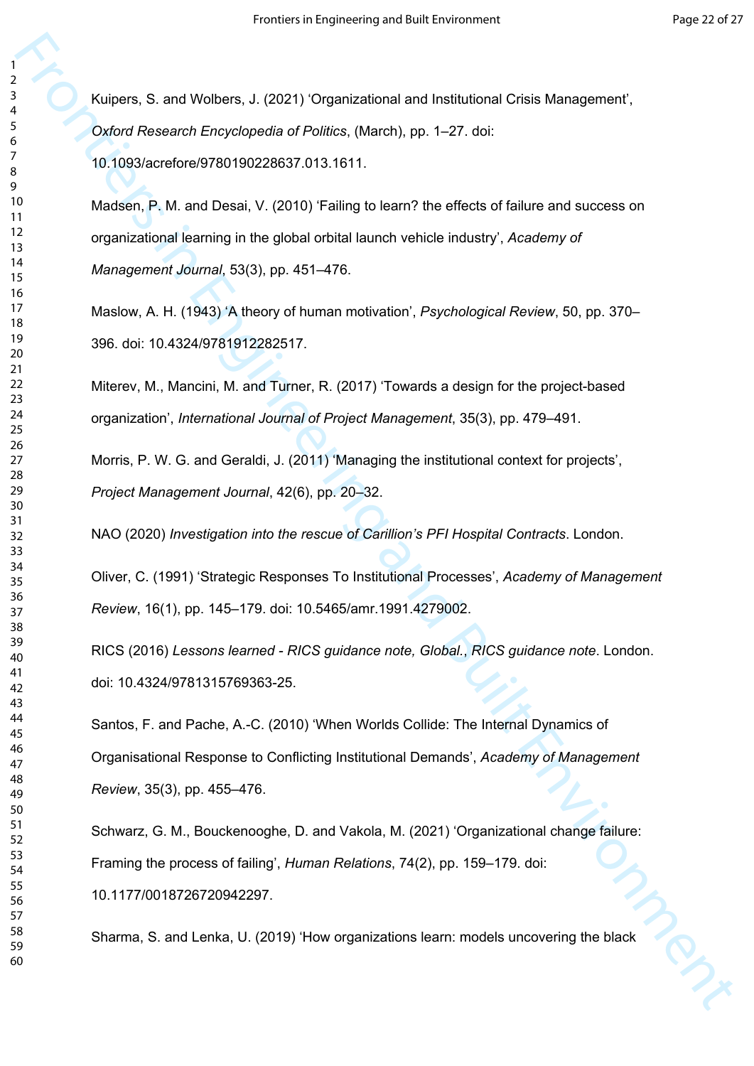Kuipers, S. and Wolbers, J. (2021) ‘Organizational and Institutional Crisis Management’, *Oxford Research Encyclopedia of Politics*, (March), pp. 1–27. doi: 10.1093/acrefore/9780190228637.013.1611.

Madsen, P. M. and Desai, V. (2010) ‘Failing to learn? the effects of failure and success on organizational learning in the global orbital launch vehicle industry’, *Academy of Management Journal*, 53(3), pp. 451–476.

Maslow, A. H. (1943) ‘A theory of human motivation’, *Psychological Review*, 50, pp. 370–396. doi: 10.4324/9781912282517.

Miterev, M., Mancini, M. and Turner, R. (2017) ‘Towards a design for the project-based organization’, *International Journal of Project Management*, 35(3), pp. 479–491.

Morris, P. W. G. and Geraldi, J. (2011) ‘Managing the institutional context for projects’, *Project Management Journal*, 42(6), pp. 20–32.

NAO (2020) *Investigation into the rescue of Carillion’s PFI Hospital Contracts*. London.

Oliver, C. (1991) ‘Strategic Responses To Institutional Processes’, *Academy of Management Review*, 16(1), pp. 145–179. doi: 10.5465/amr.1991.4279002.

RICS (2016) *Lessons learned - RICS guidance note, Global.*, *RICS guidance note*. London. doi: 10.4324/9781315769363-25.

Santos, F. and Pache, A.-C. (2010) ‘When Worlds Collide: The Internal Dynamics of Organisational Response to Conflicting Institutional Demands’, *Academy of Management Review*, 35(3), pp. 455–476.

Schwarz, G. M., Bouckenooghe, D. and Vakola, M. (2021) ‘Organizational change failure: Framing the process of failing’, *Human Relations*, 74(2), pp. 159–179. doi: 10.1177/0018726720942297.

Sharma, S. and Lenka, U. (2019) ‘How organizations learn: models uncovering the black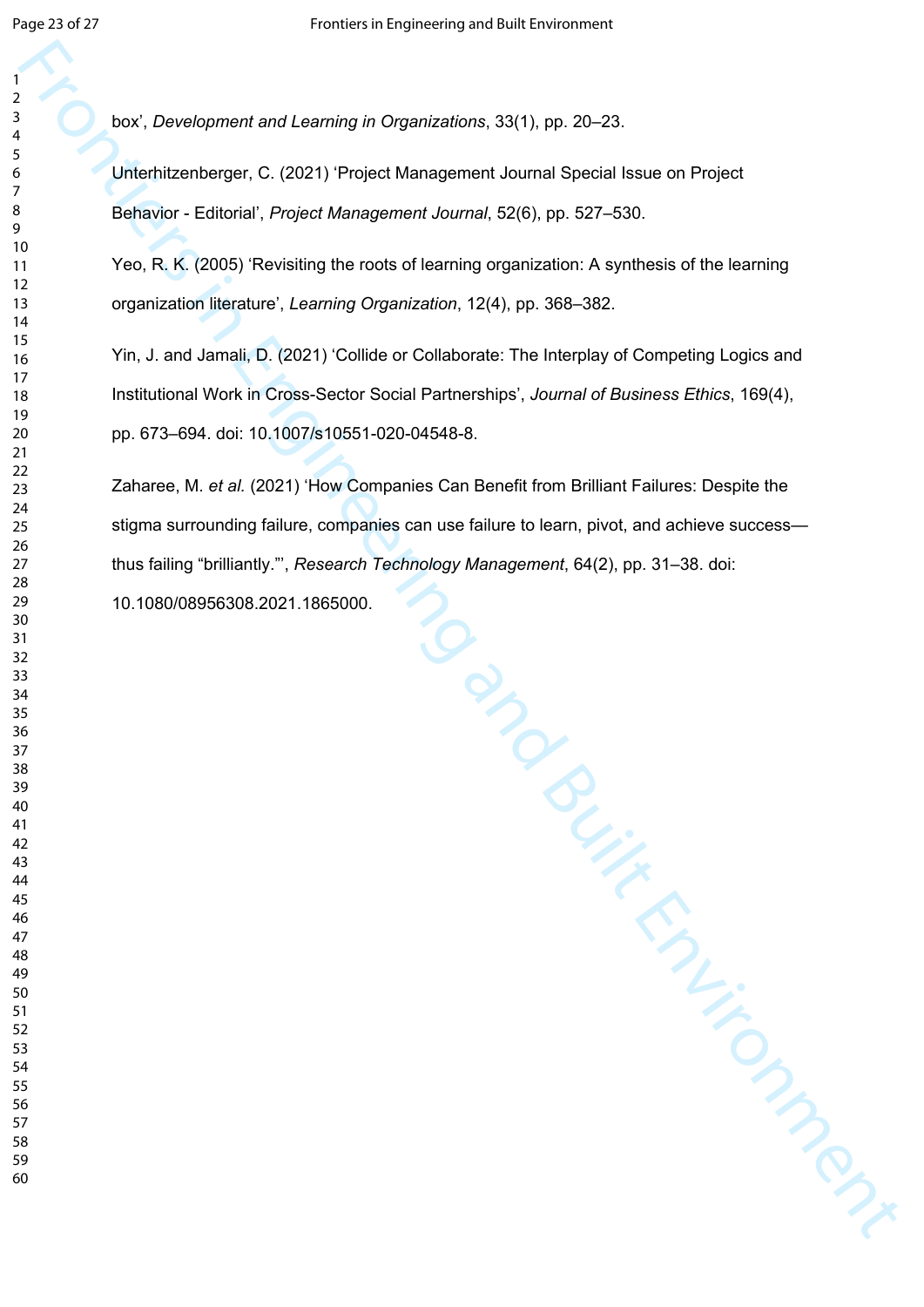box', *Development and Learning in Organizations*, 33(1), pp. 20–23.

Unterhitzenberger, C. (2021) 'Project Management Journal Special Issue on Project Behavior - Editorial', *Project Management Journal*, 52(6), pp. 527–530.

Yeo, R. K. (2005) 'Revisiting the roots of learning organization: A synthesis of the learning organization literature', *Learning Organization*, 12(4), pp. 368–382.

Yin, J. and Jamali, D. (2021) 'Collide or Collaborate: The Interplay of Competing Logics and Institutional Work in Cross-Sector Social Partnerships', *Journal of Business Ethics*, 169(4), pp. 673–694. doi: 10.1007/s10551-020-04548-8.

Zaharee, M. *et al.* (2021) 'How Companies Can Benefit from Brilliant Failures: Despite the stigma surrounding failure, companies can use failure to learn, pivot, and achieve success—thus failing "brilliantly."', *Research Technology Management*, 64(2), pp. 31–38. doi: 10.1080/08956308.2021.1865000.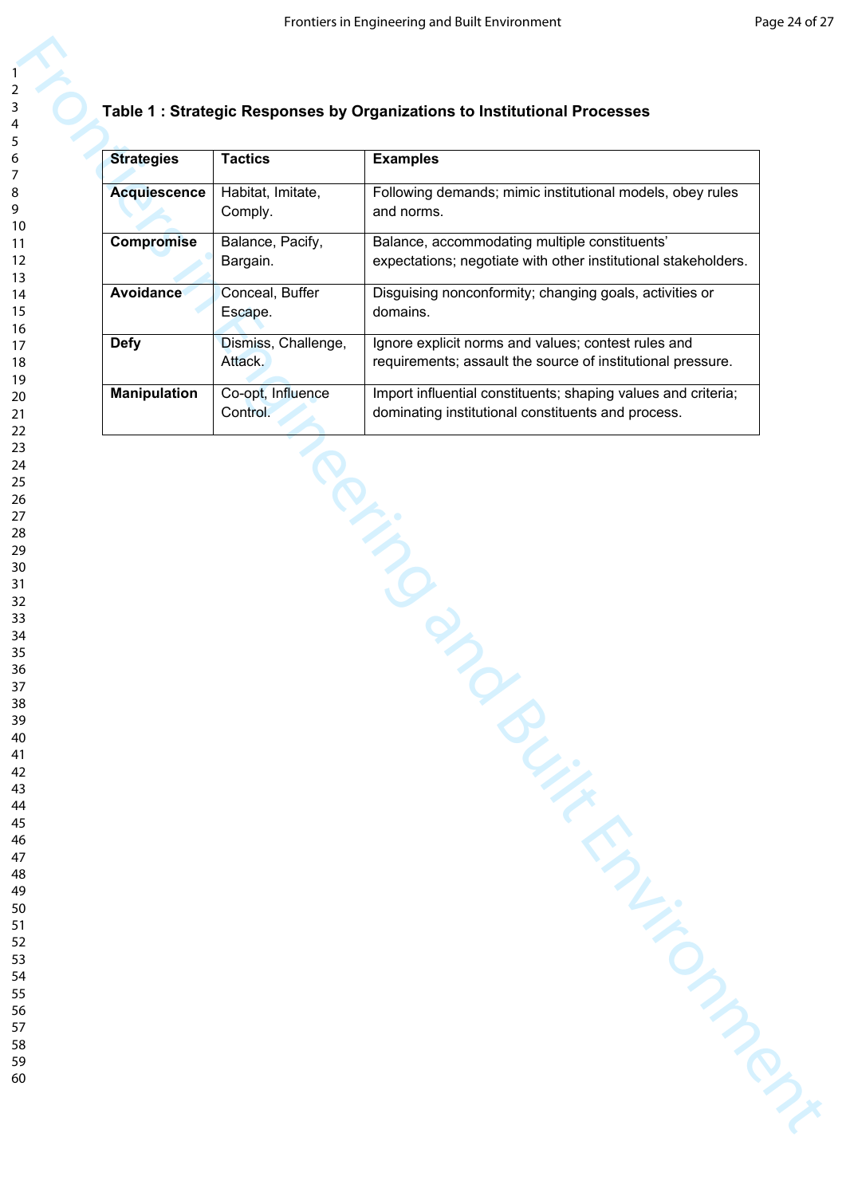**Table 1 : Strategic Responses by Organizations to Institutional Processes**

| Strategies | Tactics | Examples |
|---|---|---|
| **Acquiescence** | Habitat, Imitate, Comply. | Following demands; mimic institutional models, obey rules and norms. |
| **Compromise** | Balance, Pacify, Bargain. | Balance, accommodating multiple constituents' expectations; negotiate with other institutional stakeholders. |
| **Avoidance** | Conceal, Buffer Escape. | Disguising nonconformity; changing goals, activities or domains. |
| **Defy** | Dismiss, Challenge, Attack. | Ignore explicit norms and values; contest rules and requirements; assault the source of institutional pressure. |
| **Manipulation** | Co-opt, Influence Control. | Import influential constituents; shaping values and criteria; dominating institutional constituents and process. |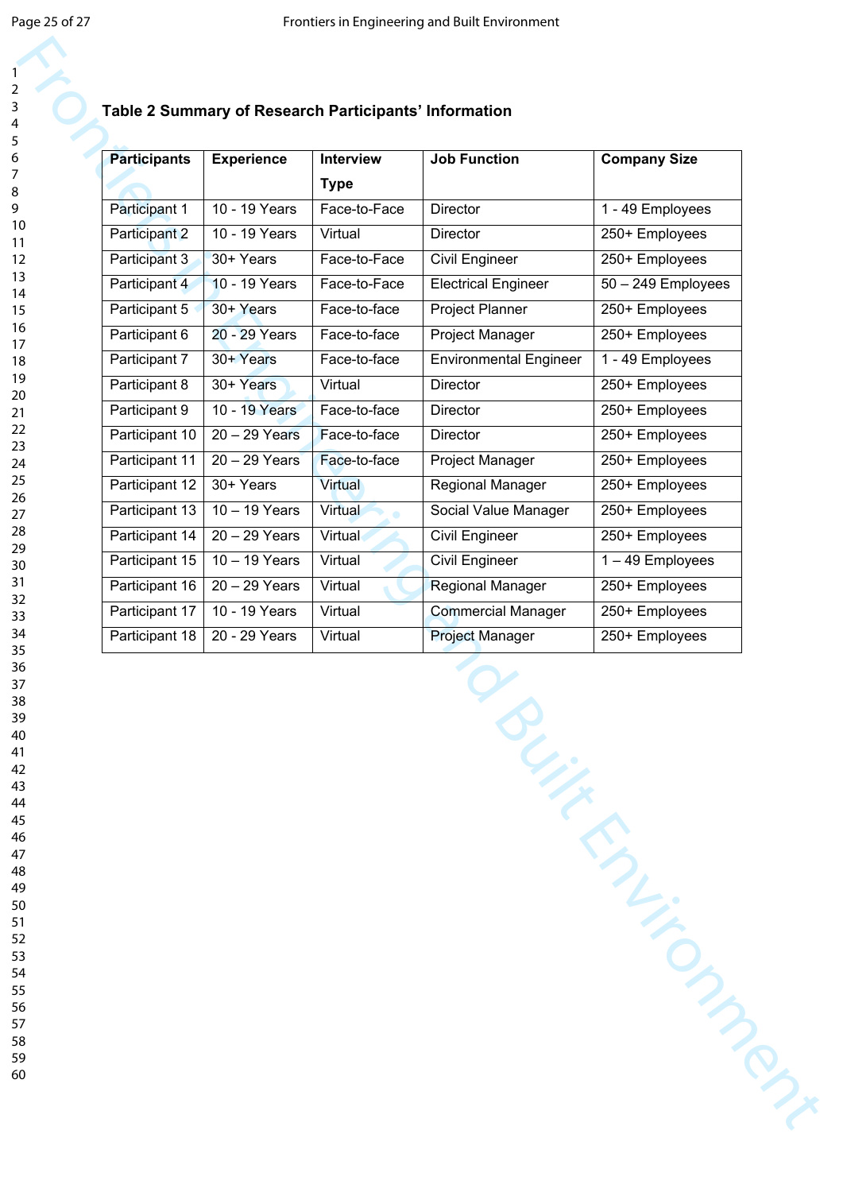**Table 2 Summary of Research Participants' Information**

| Participants | Experience | Interview Type | Job Function | Company Size |
|---|---|---|---|---|
| Participant 1 | 10 - 19 Years | Face-to-Face | Director | 1 - 49 Employees |
| Participant 2 | 10 - 19 Years | Virtual | Director | 250+ Employees |
| Participant 3 | 30+ Years | Face-to-Face | Civil Engineer | 250+ Employees |
| Participant 4 | 10 - 19 Years | Face-to-Face | Electrical Engineer | 50 – 249 Employees |
| Participant 5 | 30+ Years | Face-to-face | Project Planner | 250+ Employees |
| Participant 6 | 20 - 29 Years | Face-to-face | Project Manager | 250+ Employees |
| Participant 7 | 30+ Years | Face-to-face | Environmental Engineer | 1 - 49 Employees |
| Participant 8 | 30+ Years | Virtual | Director | 250+ Employees |
| Participant 9 | 10 - 19 Years | Face-to-face | Director | 250+ Employees |
| Participant 10 | 20 – 29 Years | Face-to-face | Director | 250+ Employees |
| Participant 11 | 20 – 29 Years | Face-to-face | Project Manager | 250+ Employees |
| Participant 12 | 30+ Years | Virtual | Regional Manager | 250+ Employees |
| Participant 13 | 10 – 19 Years | Virtual | Social Value Manager | 250+ Employees |
| Participant 14 | 20 – 29 Years | Virtual | Civil Engineer | 250+ Employees |
| Participant 15 | 10 – 19 Years | Virtual | Civil Engineer | 1 – 49 Employees |
| Participant 16 | 20 – 29 Years | Virtual | Regional Manager | 250+ Employees |
| Participant 17 | 10 - 19 Years | Virtual | Commercial Manager | 250+ Employees |
| Participant 18 | 20 - 29 Years | Virtual | Project Manager | 250+ Employees |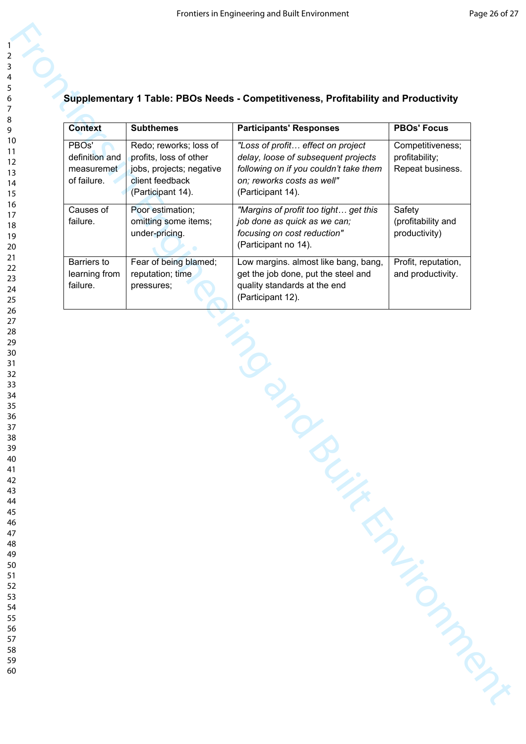**Supplementary 1 Table: PBOs Needs - Competitiveness, Profitability and Productivity**

| Context | Subthemes | Participants' Responses | PBOs' Focus |
|---|---|---|---|
| PBOs' definition and measuremet of failure. | Redo; reworks; loss of profits, loss of other jobs, projects; negative client feedback (Participant 14). | *"Loss of profit… effect on project delay, loose of subsequent projects following on if you couldn't take them on; reworks costs as well"* (Participant 14). | Competitiveness; profitability; Repeat business. |
| Causes of failure. | Poor estimation; omitting some items; under-pricing. | *"Margins of profit too tight… get this job done as quick as we can; focusing on cost reduction"* (Participant no 14). | Safety (profitability and productivity) |
| Barriers to learning from failure. | Fear of being blamed; reputation; time pressures; | Low margins. almost like bang, bang, get the job done, put the steel and quality standards at the end (Participant 12). | Profit, reputation, and productivity. |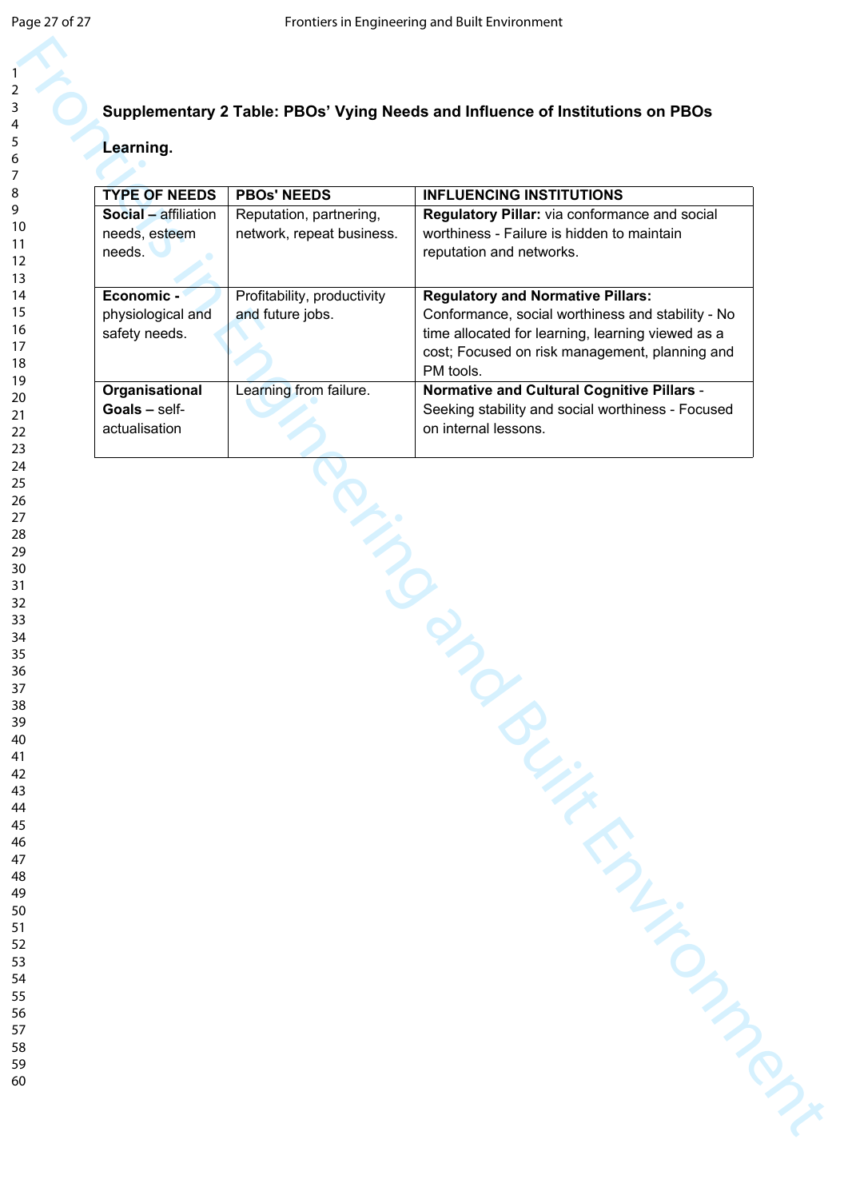**Supplementary 2 Table: PBOs' Vying Needs and Influence of Institutions on PBOs Learning.**

| TYPE OF NEEDS | PBOs' NEEDS | INFLUENCING INSTITUTIONS |
|---|---|---|
| **Social –** affiliation needs, esteem needs. | Reputation, partnering, network, repeat business. | **Regulatory Pillar:** via conformance and social worthiness - Failure is hidden to maintain reputation and networks. |
| **Economic -** physiological and safety needs. | Profitability, productivity and future jobs. | **Regulatory and Normative Pillars:** Conformance, social worthiness and stability - No time allocated for learning, learning viewed as a cost; Focused on risk management, planning and PM tools. |
| **Organisational Goals –** self-actualisation | Learning from failure. | **Normative and Cultural Cognitive Pillars** - Seeking stability and social worthiness - Focused on internal lessons. |